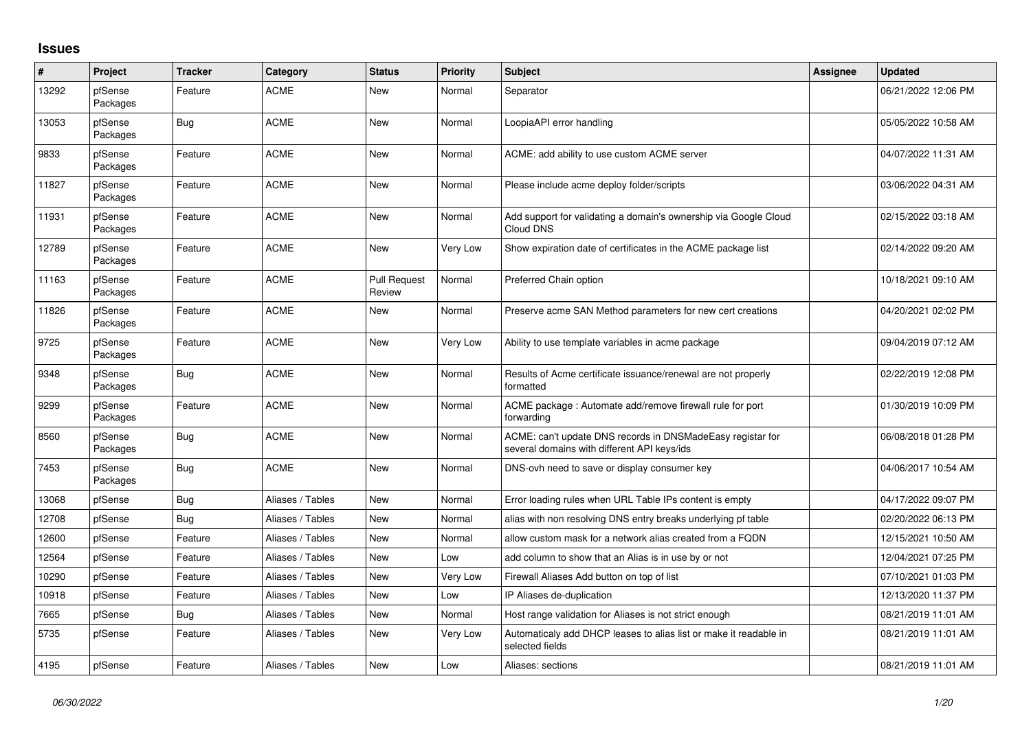# Issues

| # | Project | Tracker | Category | Status | Priority | Subject | Assignee | Updated |
|---|---|---|---|---|---|---|---|---|
| 13292 | pfSense Packages | Feature | ACME | New | Normal | Separator | | 06/21/2022 12:06 PM |
| 13053 | pfSense Packages | Bug | ACME | New | Normal | LoopiaAPI error handling | | 05/05/2022 10:58 AM |
| 9833 | pfSense Packages | Feature | ACME | New | Normal | ACME: add ability to use custom ACME server | | 04/07/2022 11:31 AM |
| 11827 | pfSense Packages | Feature | ACME | New | Normal | Please include acme deploy folder/scripts | | 03/06/2022 04:31 AM |
| 11931 | pfSense Packages | Feature | ACME | New | Normal | Add support for validating a domain's ownership via Google Cloud Cloud DNS | | 02/15/2022 03:18 AM |
| 12789 | pfSense Packages | Feature | ACME | New | Very Low | Show expiration date of certificates in the ACME package list | | 02/14/2022 09:20 AM |
| 11163 | pfSense Packages | Feature | ACME | Pull Request Review | Normal | Preferred Chain option | | 10/18/2021 09:10 AM |
| 11826 | pfSense Packages | Feature | ACME | New | Normal | Preserve acme SAN Method parameters for new cert creations | | 04/20/2021 02:02 PM |
| 9725 | pfSense Packages | Feature | ACME | New | Very Low | Ability to use template variables in acme package | | 09/04/2019 07:12 AM |
| 9348 | pfSense Packages | Bug | ACME | New | Normal | Results of Acme certificate issuance/renewal are not properly formatted | | 02/22/2019 12:08 PM |
| 9299 | pfSense Packages | Feature | ACME | New | Normal | ACME package : Automate add/remove firewall rule for port forwarding | | 01/30/2019 10:09 PM |
| 8560 | pfSense Packages | Bug | ACME | New | Normal | ACME: can't update DNS records in DNSMadeEasy registar for several domains with different API keys/ids | | 06/08/2018 01:28 PM |
| 7453 | pfSense Packages | Bug | ACME | New | Normal | DNS-ovh need to save or display consumer key | | 04/06/2017 10:54 AM |
| 13068 | pfSense | Bug | Aliases / Tables | New | Normal | Error loading rules when URL Table IPs content is empty | | 04/17/2022 09:07 PM |
| 12708 | pfSense | Bug | Aliases / Tables | New | Normal | alias with non resolving DNS entry breaks underlying pf table | | 02/20/2022 06:13 PM |
| 12600 | pfSense | Feature | Aliases / Tables | New | Normal | allow custom mask for a network alias created from a FQDN | | 12/15/2021 10:50 AM |
| 12564 | pfSense | Feature | Aliases / Tables | New | Low | add column to show that an Alias is in use by or not | | 12/04/2021 07:25 PM |
| 10290 | pfSense | Feature | Aliases / Tables | New | Very Low | Firewall Aliases Add button on top of list | | 07/10/2021 01:03 PM |
| 10918 | pfSense | Feature | Aliases / Tables | New | Low | IP Aliases de-duplication | | 12/13/2020 11:37 PM |
| 7665 | pfSense | Bug | Aliases / Tables | New | Normal | Host range validation for Aliases is not strict enough | | 08/21/2019 11:01 AM |
| 5735 | pfSense | Feature | Aliases / Tables | New | Very Low | Automaticaly add DHCP leases to alias list or make it readable in selected fields | | 08/21/2019 11:01 AM |
| 4195 | pfSense | Feature | Aliases / Tables | New | Low | Aliases: sections | | 08/21/2019 11:01 AM |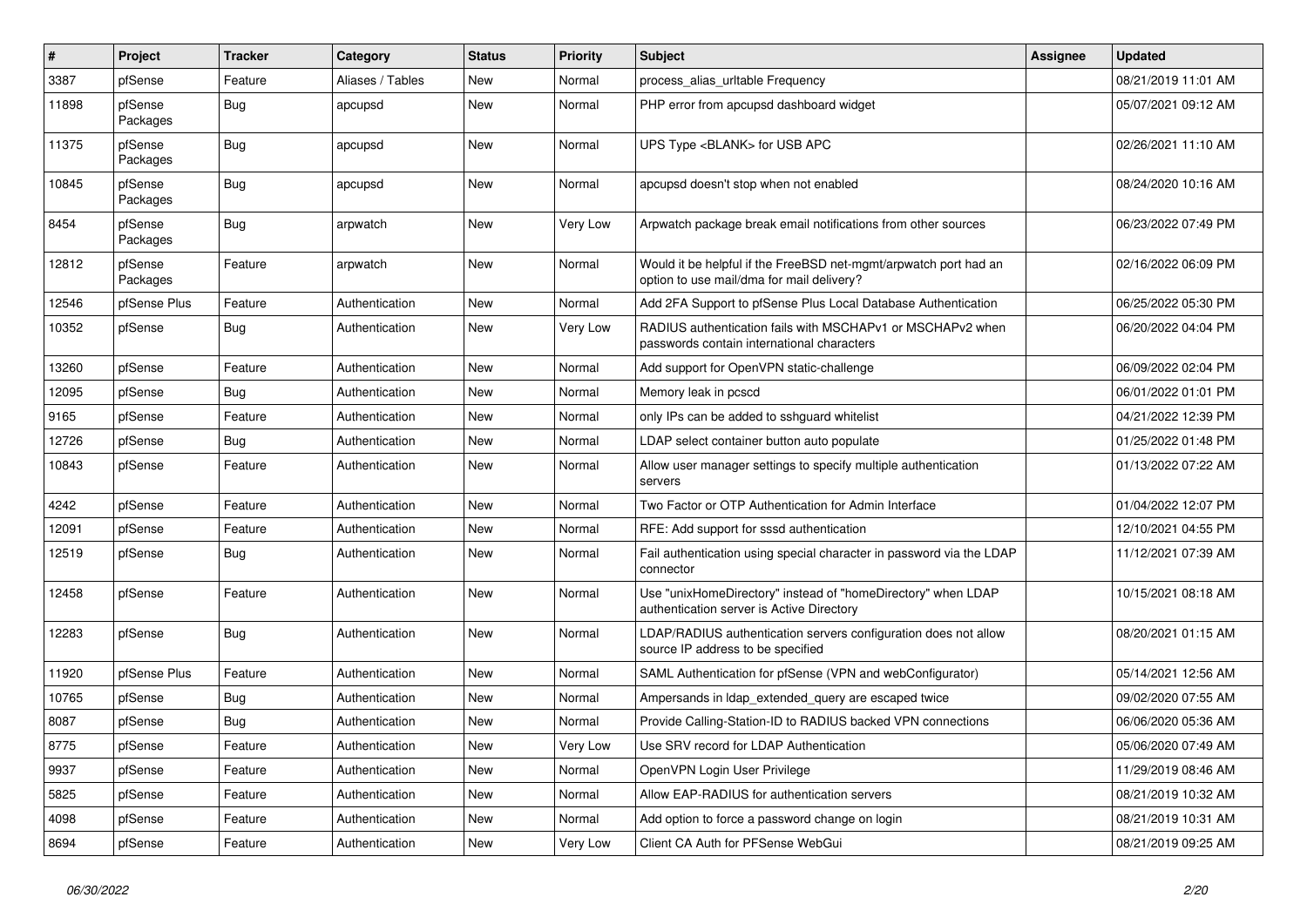| # | Project | Tracker | Category | Status | Priority | Subject | Assignee | Updated |
|---|---|---|---|---|---|---|---|---|
| 3387 | pfSense | Feature | Aliases / Tables | New | Normal | process_alias_urltable Frequency | | 08/21/2019 11:01 AM |
| 11898 | pfSense Packages | Bug | apcupsd | New | Normal | PHP error from apcupsd dashboard widget | | 05/07/2021 09:12 AM |
| 11375 | pfSense Packages | Bug | apcupsd | New | Normal | UPS Type <BLANK> for USB APC | | 02/26/2021 11:10 AM |
| 10845 | pfSense Packages | Bug | apcupsd | New | Normal | apcupsd doesn't stop when not enabled | | 08/24/2020 10:16 AM |
| 8454 | pfSense Packages | Bug | arpwatch | New | Very Low | Arpwatch package break email notifications from other sources | | 06/23/2022 07:49 PM |
| 12812 | pfSense Packages | Feature | arpwatch | New | Normal | Would it be helpful if the FreeBSD net-mgmt/arpwatch port had an option to use mail/dma for mail delivery? | | 02/16/2022 06:09 PM |
| 12546 | pfSense Plus | Feature | Authentication | New | Normal | Add 2FA Support to pfSense Plus Local Database Authentication | | 06/25/2022 05:30 PM |
| 10352 | pfSense | Bug | Authentication | New | Very Low | RADIUS authentication fails with MSCHAPv1 or MSCHAPv2 when passwords contain international characters | | 06/20/2022 04:04 PM |
| 13260 | pfSense | Feature | Authentication | New | Normal | Add support for OpenVPN static-challenge | | 06/09/2022 02:04 PM |
| 12095 | pfSense | Bug | Authentication | New | Normal | Memory leak in pcscd | | 06/01/2022 01:01 PM |
| 9165 | pfSense | Feature | Authentication | New | Normal | only IPs can be added to sshguard whitelist | | 04/21/2022 12:39 PM |
| 12726 | pfSense | Bug | Authentication | New | Normal | LDAP select container button auto populate | | 01/25/2022 01:48 PM |
| 10843 | pfSense | Feature | Authentication | New | Normal | Allow user manager settings to specify multiple authentication servers | | 01/13/2022 07:22 AM |
| 4242 | pfSense | Feature | Authentication | New | Normal | Two Factor or OTP Authentication for Admin Interface | | 01/04/2022 12:07 PM |
| 12091 | pfSense | Feature | Authentication | New | Normal | RFE: Add support for sssd authentication | | 12/10/2021 04:55 PM |
| 12519 | pfSense | Bug | Authentication | New | Normal | Fail authentication using special character in password via the LDAP connector | | 11/12/2021 07:39 AM |
| 12458 | pfSense | Feature | Authentication | New | Normal | Use "unixHomeDirectory" instead of "homeDirectory" when LDAP authentication server is Active Directory | | 10/15/2021 08:18 AM |
| 12283 | pfSense | Bug | Authentication | New | Normal | LDAP/RADIUS authentication servers configuration does not allow source IP address to be specified | | 08/20/2021 01:15 AM |
| 11920 | pfSense Plus | Feature | Authentication | New | Normal | SAML Authentication for pfSense (VPN and webConfigurator) | | 05/14/2021 12:56 AM |
| 10765 | pfSense | Bug | Authentication | New | Normal | Ampersands in ldap_extended_query are escaped twice | | 09/02/2020 07:55 AM |
| 8087 | pfSense | Bug | Authentication | New | Normal | Provide Calling-Station-ID to RADIUS backed VPN connections | | 06/06/2020 05:36 AM |
| 8775 | pfSense | Feature | Authentication | New | Very Low | Use SRV record for LDAP Authentication | | 05/06/2020 07:49 AM |
| 9937 | pfSense | Feature | Authentication | New | Normal | OpenVPN Login User Privilege | | 11/29/2019 08:46 AM |
| 5825 | pfSense | Feature | Authentication | New | Normal | Allow EAP-RADIUS for authentication servers | | 08/21/2019 10:32 AM |
| 4098 | pfSense | Feature | Authentication | New | Normal | Add option to force a password change on login | | 08/21/2019 10:31 AM |
| 8694 | pfSense | Feature | Authentication | New | Very Low | Client CA Auth for PFSense WebGui | | 08/21/2019 09:25 AM |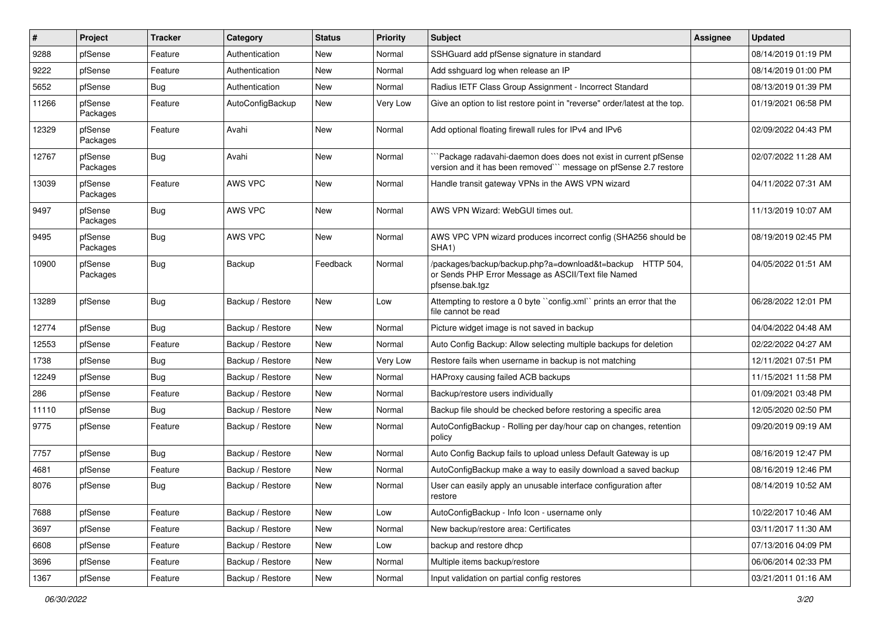| # | Project | Tracker | Category | Status | Priority | Subject | Assignee | Updated |
|---|---|---|---|---|---|---|---|---|
| 9288 | pfSense | Feature | Authentication | New | Normal | SSHGuard add pfSense signature in standard | | 08/14/2019 01:19 PM |
| 9222 | pfSense | Feature | Authentication | New | Normal | Add sshguard log when release an IP | | 08/14/2019 01:00 PM |
| 5652 | pfSense | Bug | Authentication | New | Normal | Radius IETF Class Group Assignment - Incorrect Standard | | 08/13/2019 01:39 PM |
| 11266 | pfSense Packages | Feature | AutoConfigBackup | New | Very Low | Give an option to list restore point in "reverse" order/latest at the top. | | 01/19/2021 06:58 PM |
| 12329 | pfSense Packages | Feature | Avahi | New | Normal | Add optional floating firewall rules for IPv4 and IPv6 | | 02/09/2022 04:43 PM |
| 12767 | pfSense Packages | Bug | Avahi | New | Normal | ```Package radavahi-daemon does does not exist in current pfSense version and it has been removed``` message on pfSense 2.7 restore | | 02/07/2022 11:28 AM |
| 13039 | pfSense Packages | Feature | AWS VPC | New | Normal | Handle transit gateway VPNs in the AWS VPN wizard | | 04/11/2022 07:31 AM |
| 9497 | pfSense Packages | Bug | AWS VPC | New | Normal | AWS VPN Wizard: WebGUI times out. | | 11/13/2019 10:07 AM |
| 9495 | pfSense Packages | Bug | AWS VPC | New | Normal | AWS VPC VPN wizard produces incorrect config (SHA256 should be SHA1) | | 08/19/2019 02:45 PM |
| 10900 | pfSense Packages | Bug | Backup | Feedback | Normal | /packages/backup/backup.php?a=download&t=backup HTTP 504, or Sends PHP Error Message as ASCII/Text file Named pfsense.bak.tgz | | 04/05/2022 01:51 AM |
| 13289 | pfSense | Bug | Backup / Restore | New | Low | Attempting to restore a 0 byte ``config.xml`` prints an error that the file cannot be read | | 06/28/2022 12:01 PM |
| 12774 | pfSense | Bug | Backup / Restore | New | Normal | Picture widget image is not saved in backup | | 04/04/2022 04:48 AM |
| 12553 | pfSense | Feature | Backup / Restore | New | Normal | Auto Config Backup: Allow selecting multiple backups for deletion | | 02/22/2022 04:27 AM |
| 1738 | pfSense | Bug | Backup / Restore | New | Very Low | Restore fails when username in backup is not matching | | 12/11/2021 07:51 PM |
| 12249 | pfSense | Bug | Backup / Restore | New | Normal | HAProxy causing failed ACB backups | | 11/15/2021 11:58 PM |
| 286 | pfSense | Feature | Backup / Restore | New | Normal | Backup/restore users individually | | 01/09/2021 03:48 PM |
| 11110 | pfSense | Bug | Backup / Restore | New | Normal | Backup file should be checked before restoring a specific area | | 12/05/2020 02:50 PM |
| 9775 | pfSense | Feature | Backup / Restore | New | Normal | AutoConfigBackup - Rolling per day/hour cap on changes, retention policy | | 09/20/2019 09:19 AM |
| 7757 | pfSense | Bug | Backup / Restore | New | Normal | Auto Config Backup fails to upload unless Default Gateway is up | | 08/16/2019 12:47 PM |
| 4681 | pfSense | Feature | Backup / Restore | New | Normal | AutoConfigBackup make a way to easily download a saved backup | | 08/16/2019 12:46 PM |
| 8076 | pfSense | Bug | Backup / Restore | New | Normal | User can easily apply an unusable interface configuration after restore | | 08/14/2019 10:52 AM |
| 7688 | pfSense | Feature | Backup / Restore | New | Low | AutoConfigBackup - Info Icon - username only | | 10/22/2017 10:46 AM |
| 3697 | pfSense | Feature | Backup / Restore | New | Normal | New backup/restore area: Certificates | | 03/11/2017 11:30 AM |
| 6608 | pfSense | Feature | Backup / Restore | New | Low | backup and restore dhcp | | 07/13/2016 04:09 PM |
| 3696 | pfSense | Feature | Backup / Restore | New | Normal | Multiple items backup/restore | | 06/06/2014 02:33 PM |
| 1367 | pfSense | Feature | Backup / Restore | New | Normal | Input validation on partial config restores | | 03/21/2011 01:16 AM |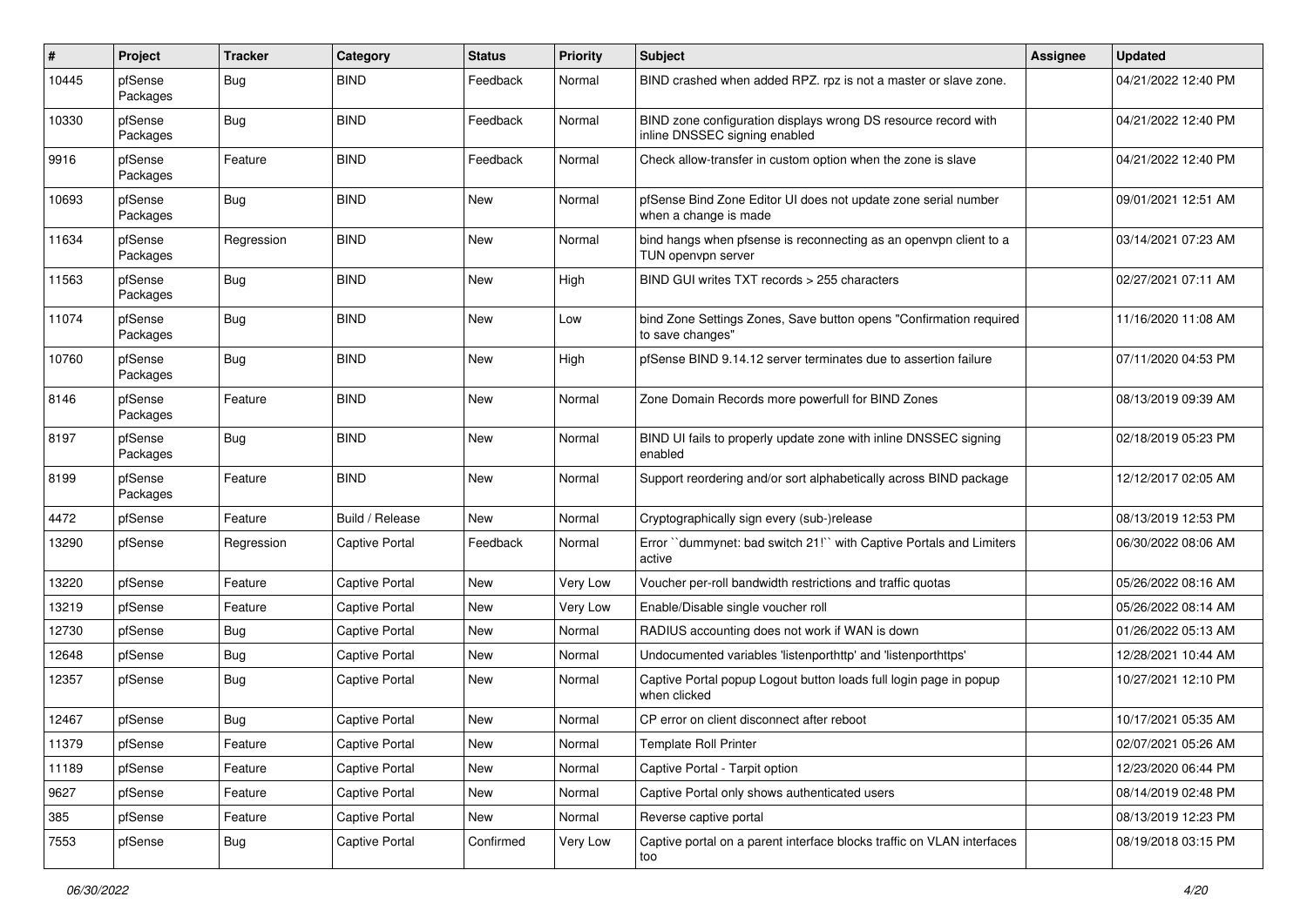| # | Project | Tracker | Category | Status | Priority | Subject | Assignee | Updated |
| --- | --- | --- | --- | --- | --- | --- | --- | --- |
| 10445 | pfSense Packages | Bug | BIND | Feedback | Normal | BIND crashed when added RPZ. rpz is not a master or slave zone. | | 04/21/2022 12:40 PM |
| 10330 | pfSense Packages | Bug | BIND | Feedback | Normal | BIND zone configuration displays wrong DS resource record with inline DNSSEC signing enabled | | 04/21/2022 12:40 PM |
| 9916 | pfSense Packages | Feature | BIND | Feedback | Normal | Check allow-transfer in custom option when the zone is slave | | 04/21/2022 12:40 PM |
| 10693 | pfSense Packages | Bug | BIND | New | Normal | pfSense Bind Zone Editor UI does not update zone serial number when a change is made | | 09/01/2021 12:51 AM |
| 11634 | pfSense Packages | Regression | BIND | New | Normal | bind hangs when pfsense is reconnecting as an openvpn client to a TUN openvpn server | | 03/14/2021 07:23 AM |
| 11563 | pfSense Packages | Bug | BIND | New | High | BIND GUI writes TXT records > 255 characters | | 02/27/2021 07:11 AM |
| 11074 | pfSense Packages | Bug | BIND | New | Low | bind Zone Settings Zones, Save button opens "Confirmation required to save changes" | | 11/16/2020 11:08 AM |
| 10760 | pfSense Packages | Bug | BIND | New | High | pfSense BIND 9.14.12 server terminates due to assertion failure | | 07/11/2020 04:53 PM |
| 8146 | pfSense Packages | Feature | BIND | New | Normal | Zone Domain Records more powerfull for BIND Zones | | 08/13/2019 09:39 AM |
| 8197 | pfSense Packages | Bug | BIND | New | Normal | BIND UI fails to properly update zone with inline DNSSEC signing enabled | | 02/18/2019 05:23 PM |
| 8199 | pfSense Packages | Feature | BIND | New | Normal | Support reordering and/or sort alphabetically across BIND package | | 12/12/2017 02:05 AM |
| 4472 | pfSense | Feature | Build / Release | New | Normal | Cryptographically sign every (sub-)release | | 08/13/2019 12:53 PM |
| 13290 | pfSense | Regression | Captive Portal | Feedback | Normal | Error ``dummynet: bad switch 21!`` with Captive Portals and Limiters active | | 06/30/2022 08:06 AM |
| 13220 | pfSense | Feature | Captive Portal | New | Very Low | Voucher per-roll bandwidth restrictions and traffic quotas | | 05/26/2022 08:16 AM |
| 13219 | pfSense | Feature | Captive Portal | New | Very Low | Enable/Disable single voucher roll | | 05/26/2022 08:14 AM |
| 12730 | pfSense | Bug | Captive Portal | New | Normal | RADIUS accounting does not work if WAN is down | | 01/26/2022 05:13 AM |
| 12648 | pfSense | Bug | Captive Portal | New | Normal | Undocumented variables 'listenporthttp' and 'listenporthttps' | | 12/28/2021 10:44 AM |
| 12357 | pfSense | Bug | Captive Portal | New | Normal | Captive Portal popup Logout button loads full login page in popup when clicked | | 10/27/2021 12:10 PM |
| 12467 | pfSense | Bug | Captive Portal | New | Normal | CP error on client disconnect after reboot | | 10/17/2021 05:35 AM |
| 11379 | pfSense | Feature | Captive Portal | New | Normal | Template Roll Printer | | 02/07/2021 05:26 AM |
| 11189 | pfSense | Feature | Captive Portal | New | Normal | Captive Portal - Tarpit option | | 12/23/2020 06:44 PM |
| 9627 | pfSense | Feature | Captive Portal | New | Normal | Captive Portal only shows authenticated users | | 08/14/2019 02:48 PM |
| 385 | pfSense | Feature | Captive Portal | New | Normal | Reverse captive portal | | 08/13/2019 12:23 PM |
| 7553 | pfSense | Bug | Captive Portal | Confirmed | Very Low | Captive portal on a parent interface blocks traffic on VLAN interfaces too | | 08/19/2018 03:15 PM |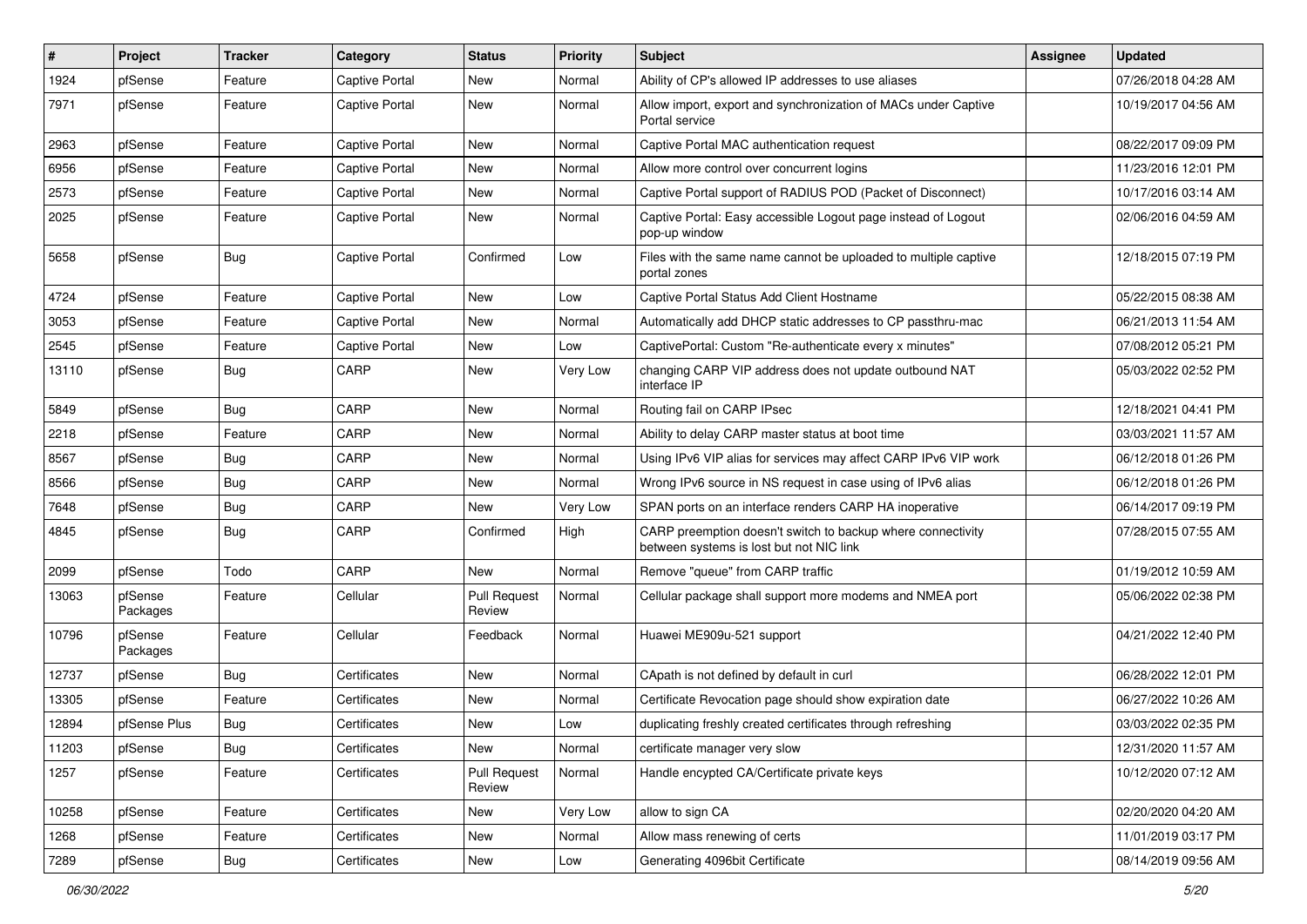| # | Project | Tracker | Category | Status | Priority | Subject | Assignee | Updated |
|---|---|---|---|---|---|---|---|---|
| 1924 | pfSense | Feature | Captive Portal | New | Normal | Ability of CP's allowed IP addresses to use aliases | | 07/26/2018 04:28 AM |
| 7971 | pfSense | Feature | Captive Portal | New | Normal | Allow import, export and synchronization of MACs under Captive Portal service | | 10/19/2017 04:56 AM |
| 2963 | pfSense | Feature | Captive Portal | New | Normal | Captive Portal MAC authentication request | | 08/22/2017 09:09 PM |
| 6956 | pfSense | Feature | Captive Portal | New | Normal | Allow more control over concurrent logins | | 11/23/2016 12:01 PM |
| 2573 | pfSense | Feature | Captive Portal | New | Normal | Captive Portal support of RADIUS POD (Packet of Disconnect) | | 10/17/2016 03:14 AM |
| 2025 | pfSense | Feature | Captive Portal | New | Normal | Captive Portal: Easy accessible Logout page instead of Logout pop-up window | | 02/06/2016 04:59 AM |
| 5658 | pfSense | Bug | Captive Portal | Confirmed | Low | Files with the same name cannot be uploaded to multiple captive portal zones | | 12/18/2015 07:19 PM |
| 4724 | pfSense | Feature | Captive Portal | New | Low | Captive Portal Status Add Client Hostname | | 05/22/2015 08:38 AM |
| 3053 | pfSense | Feature | Captive Portal | New | Normal | Automatically add DHCP static addresses to CP passthru-mac | | 06/21/2013 11:54 AM |
| 2545 | pfSense | Feature | Captive Portal | New | Low | CaptivePortal: Custom "Re-authenticate every x minutes" | | 07/08/2012 05:21 PM |
| 13110 | pfSense | Bug | CARP | New | Very Low | changing CARP VIP address does not update outbound NAT interface IP | | 05/03/2022 02:52 PM |
| 5849 | pfSense | Bug | CARP | New | Normal | Routing fail on CARP IPsec | | 12/18/2021 04:41 PM |
| 2218 | pfSense | Feature | CARP | New | Normal | Ability to delay CARP master status at boot time | | 03/03/2021 11:57 AM |
| 8567 | pfSense | Bug | CARP | New | Normal | Using IPv6 VIP alias for services may affect CARP IPv6 VIP work | | 06/12/2018 01:26 PM |
| 8566 | pfSense | Bug | CARP | New | Normal | Wrong IPv6 source in NS request in case using of IPv6 alias | | 06/12/2018 01:26 PM |
| 7648 | pfSense | Bug | CARP | New | Very Low | SPAN ports on an interface renders CARP HA inoperative | | 06/14/2017 09:19 PM |
| 4845 | pfSense | Bug | CARP | Confirmed | High | CARP preemption doesn't switch to backup where connectivity between systems is lost but not NIC link | | 07/28/2015 07:55 AM |
| 2099 | pfSense | Todo | CARP | New | Normal | Remove "queue" from CARP traffic | | 01/19/2012 10:59 AM |
| 13063 | pfSense Packages | Feature | Cellular | Pull Request Review | Normal | Cellular package shall support more modems and NMEA port | | 05/06/2022 02:38 PM |
| 10796 | pfSense Packages | Feature | Cellular | Feedback | Normal | Huawei ME909u-521 support | | 04/21/2022 12:40 PM |
| 12737 | pfSense | Bug | Certificates | New | Normal | CApath is not defined by default in curl | | 06/28/2022 12:01 PM |
| 13305 | pfSense | Feature | Certificates | New | Normal | Certificate Revocation page should show expiration date | | 06/27/2022 10:26 AM |
| 12894 | pfSense Plus | Bug | Certificates | New | Low | duplicating freshly created certificates through refreshing | | 03/03/2022 02:35 PM |
| 11203 | pfSense | Bug | Certificates | New | Normal | certificate manager very slow | | 12/31/2020 11:57 AM |
| 1257 | pfSense | Feature | Certificates | Pull Request Review | Normal | Handle encypted CA/Certificate private keys | | 10/12/2020 07:12 AM |
| 10258 | pfSense | Feature | Certificates | New | Very Low | allow to sign CA | | 02/20/2020 04:20 AM |
| 1268 | pfSense | Feature | Certificates | New | Normal | Allow mass renewing of certs | | 11/01/2019 03:17 PM |
| 7289 | pfSense | Bug | Certificates | New | Low | Generating 4096bit Certificate | | 08/14/2019 09:56 AM |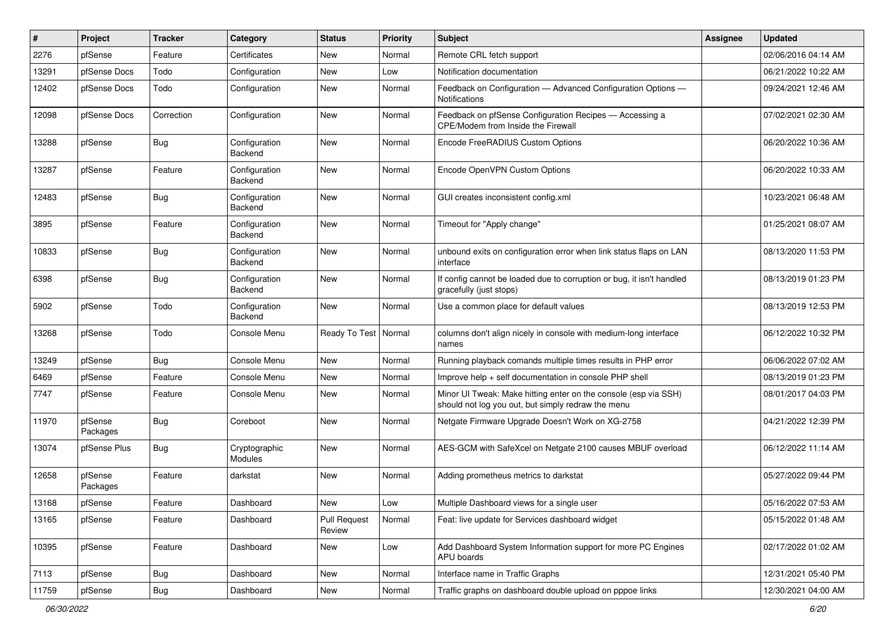| # | Project | Tracker | Category | Status | Priority | Subject | Assignee | Updated |
|---|---|---|---|---|---|---|---|---|
| 2276 | pfSense | Feature | Certificates | New | Normal | Remote CRL fetch support | | 02/06/2016 04:14 AM |
| 13291 | pfSense Docs | Todo | Configuration | New | Low | Notification documentation | | 06/21/2022 10:22 AM |
| 12402 | pfSense Docs | Todo | Configuration | New | Normal | Feedback on Configuration — Advanced Configuration Options — Notifications | | 09/24/2021 12:46 AM |
| 12098 | pfSense Docs | Correction | Configuration | New | Normal | Feedback on pfSense Configuration Recipes — Accessing a CPE/Modem from Inside the Firewall | | 07/02/2021 02:30 AM |
| 13288 | pfSense | Bug | Configuration Backend | New | Normal | Encode FreeRADIUS Custom Options | | 06/20/2022 10:36 AM |
| 13287 | pfSense | Feature | Configuration Backend | New | Normal | Encode OpenVPN Custom Options | | 06/20/2022 10:33 AM |
| 12483 | pfSense | Bug | Configuration Backend | New | Normal | GUI creates inconsistent config.xml | | 10/23/2021 06:48 AM |
| 3895 | pfSense | Feature | Configuration Backend | New | Normal | Timeout for "Apply change" | | 01/25/2021 08:07 AM |
| 10833 | pfSense | Bug | Configuration Backend | New | Normal | unbound exits on configuration error when link status flaps on LAN interface | | 08/13/2020 11:53 PM |
| 6398 | pfSense | Bug | Configuration Backend | New | Normal | If config cannot be loaded due to corruption or bug, it isn't handled gracefully (just stops) | | 08/13/2019 01:23 PM |
| 5902 | pfSense | Todo | Configuration Backend | New | Normal | Use a common place for default values | | 08/13/2019 12:53 PM |
| 13268 | pfSense | Todo | Console Menu | Ready To Test | Normal | columns don't align nicely in console with medium-long interface names | | 06/12/2022 10:32 PM |
| 13249 | pfSense | Bug | Console Menu | New | Normal | Running playback comands multiple times results in PHP error | | 06/06/2022 07:02 AM |
| 6469 | pfSense | Feature | Console Menu | New | Normal | Improve help + self documentation in console PHP shell | | 08/13/2019 01:23 PM |
| 7747 | pfSense | Feature | Console Menu | New | Normal | Minor UI Tweak: Make hitting enter on the console (esp via SSH) should not log you out, but simply redraw the menu | | 08/01/2017 04:03 PM |
| 11970 | pfSense Packages | Bug | Coreboot | New | Normal | Netgate Firmware Upgrade Doesn't Work on XG-2758 | | 04/21/2022 12:39 PM |
| 13074 | pfSense Plus | Bug | Cryptographic Modules | New | Normal | AES-GCM with SafeXcel on Netgate 2100 causes MBUF overload | | 06/12/2022 11:14 AM |
| 12658 | pfSense Packages | Feature | darkstat | New | Normal | Adding prometheus metrics to darkstat | | 05/27/2022 09:44 PM |
| 13168 | pfSense | Feature | Dashboard | New | Low | Multiple Dashboard views for a single user | | 05/16/2022 07:53 AM |
| 13165 | pfSense | Feature | Dashboard | Pull Request Review | Normal | Feat: live update for Services dashboard widget | | 05/15/2022 01:48 AM |
| 10395 | pfSense | Feature | Dashboard | New | Low | Add Dashboard System Information support for more PC Engines APU boards | | 02/17/2022 01:02 AM |
| 7113 | pfSense | Bug | Dashboard | New | Normal | Interface name in Traffic Graphs | | 12/31/2021 05:40 PM |
| 11759 | pfSense | Bug | Dashboard | New | Normal | Traffic graphs on dashboard double upload on pppoe links | | 12/30/2021 04:00 AM |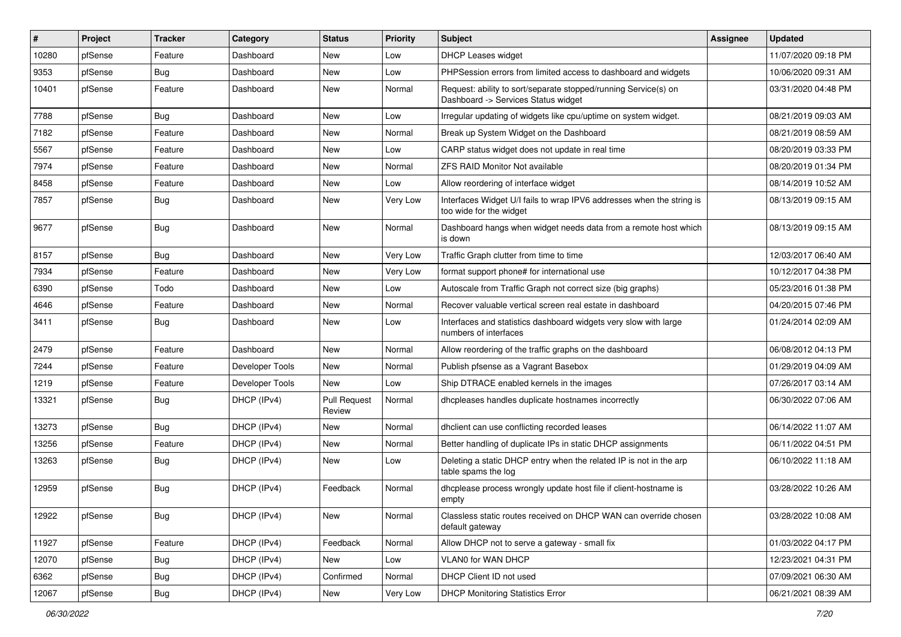| # | Project | Tracker | Category | Status | Priority | Subject | Assignee | Updated |
|---|---|---|---|---|---|---|---|---|
| 10280 | pfSense | Feature | Dashboard | New | Low | DHCP Leases widget | | 11/07/2020 09:18 PM |
| 9353 | pfSense | Bug | Dashboard | New | Low | PHPSession errors from limited access to dashboard and widgets | | 10/06/2020 09:31 AM |
| 10401 | pfSense | Feature | Dashboard | New | Normal | Request: ability to sort/separate stopped/running Service(s) on Dashboard -> Services Status widget | | 03/31/2020 04:48 PM |
| 7788 | pfSense | Bug | Dashboard | New | Low | Irregular updating of widgets like cpu/uptime on system widget. | | 08/21/2019 09:03 AM |
| 7182 | pfSense | Feature | Dashboard | New | Normal | Break up System Widget on the Dashboard | | 08/21/2019 08:59 AM |
| 5567 | pfSense | Feature | Dashboard | New | Low | CARP status widget does not update in real time | | 08/20/2019 03:33 PM |
| 7974 | pfSense | Feature | Dashboard | New | Normal | ZFS RAID Monitor Not available | | 08/20/2019 01:34 PM |
| 8458 | pfSense | Feature | Dashboard | New | Low | Allow reordering of interface widget | | 08/14/2019 10:52 AM |
| 7857 | pfSense | Bug | Dashboard | New | Very Low | Interfaces Widget U/I fails to wrap IPV6 addresses when the string is too wide for the widget | | 08/13/2019 09:15 AM |
| 9677 | pfSense | Bug | Dashboard | New | Normal | Dashboard hangs when widget needs data from a remote host which is down | | 08/13/2019 09:15 AM |
| 8157 | pfSense | Bug | Dashboard | New | Very Low | Traffic Graph clutter from time to time | | 12/03/2017 06:40 AM |
| 7934 | pfSense | Feature | Dashboard | New | Very Low | format support phone# for international use | | 10/12/2017 04:38 PM |
| 6390 | pfSense | Todo | Dashboard | New | Low | Autoscale from Traffic Graph not correct size (big graphs) | | 05/23/2016 01:38 PM |
| 4646 | pfSense | Feature | Dashboard | New | Normal | Recover valuable vertical screen real estate in dashboard | | 04/20/2015 07:46 PM |
| 3411 | pfSense | Bug | Dashboard | New | Low | Interfaces and statistics dashboard widgets very slow with large numbers of interfaces | | 01/24/2014 02:09 AM |
| 2479 | pfSense | Feature | Dashboard | New | Normal | Allow reordering of the traffic graphs on the dashboard | | 06/08/2012 04:13 PM |
| 7244 | pfSense | Feature | Developer Tools | New | Normal | Publish pfsense as a Vagrant Basebox | | 01/29/2019 04:09 AM |
| 1219 | pfSense | Feature | Developer Tools | New | Low | Ship DTRACE enabled kernels in the images | | 07/26/2017 03:14 AM |
| 13321 | pfSense | Bug | DHCP (IPv4) | Pull Request Review | Normal | dhcpleases handles duplicate hostnames incorrectly | | 06/30/2022 07:06 AM |
| 13273 | pfSense | Bug | DHCP (IPv4) | New | Normal | dhclient can use conflicting recorded leases | | 06/14/2022 11:07 AM |
| 13256 | pfSense | Feature | DHCP (IPv4) | New | Normal | Better handling of duplicate IPs in static DHCP assignments | | 06/11/2022 04:51 PM |
| 13263 | pfSense | Bug | DHCP (IPv4) | New | Low | Deleting a static DHCP entry when the related IP is not in the arp table spams the log | | 06/10/2022 11:18 AM |
| 12959 | pfSense | Bug | DHCP (IPv4) | Feedback | Normal | dhcplease process wrongly update host file if client-hostname is empty | | 03/28/2022 10:26 AM |
| 12922 | pfSense | Bug | DHCP (IPv4) | New | Normal | Classless static routes received on DHCP WAN can override chosen default gateway | | 03/28/2022 10:08 AM |
| 11927 | pfSense | Feature | DHCP (IPv4) | Feedback | Normal | Allow DHCP not to serve a gateway - small fix | | 01/03/2022 04:17 PM |
| 12070 | pfSense | Bug | DHCP (IPv4) | New | Low | VLAN0 for WAN DHCP | | 12/23/2021 04:31 PM |
| 6362 | pfSense | Bug | DHCP (IPv4) | Confirmed | Normal | DHCP Client ID not used | | 07/09/2021 06:30 AM |
| 12067 | pfSense | Bug | DHCP (IPv4) | New | Very Low | DHCP Monitoring Statistics Error | | 06/21/2021 08:39 AM |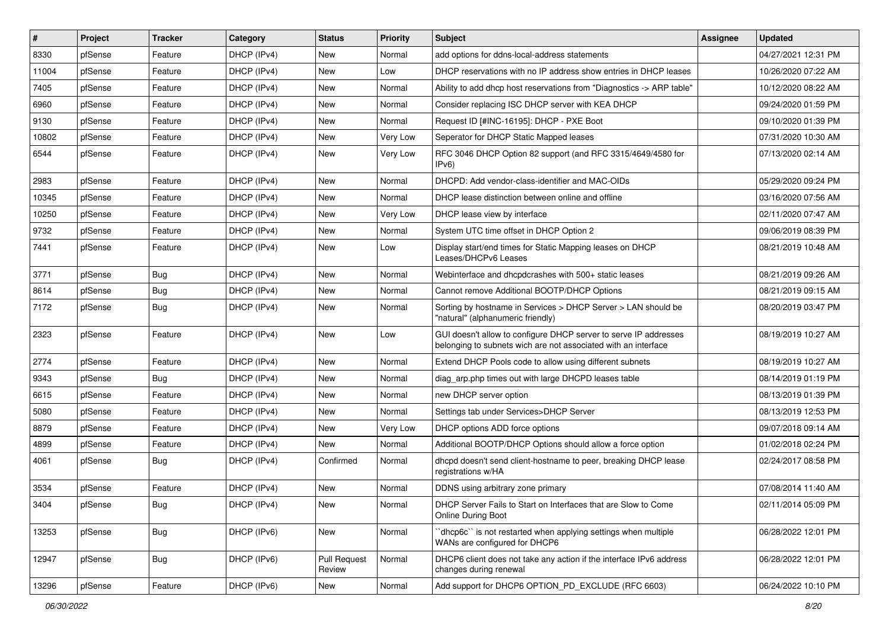| # | Project | Tracker | Category | Status | Priority | Subject | Assignee | Updated |
|---|---|---|---|---|---|---|---|---|
| 8330 | pfSense | Feature | DHCP (IPv4) | New | Normal | add options for ddns-local-address statements | | 04/27/2021 12:31 PM |
| 11004 | pfSense | Feature | DHCP (IPv4) | New | Low | DHCP reservations with no IP address show entries in DHCP leases | | 10/26/2020 07:22 AM |
| 7405 | pfSense | Feature | DHCP (IPv4) | New | Normal | Ability to add dhcp host reservations from "Diagnostics -> ARP table" | | 10/12/2020 08:22 AM |
| 6960 | pfSense | Feature | DHCP (IPv4) | New | Normal | Consider replacing ISC DHCP server with KEA DHCP | | 09/24/2020 01:59 PM |
| 9130 | pfSense | Feature | DHCP (IPv4) | New | Normal | Request ID [#INC-16195]: DHCP - PXE Boot | | 09/10/2020 01:39 PM |
| 10802 | pfSense | Feature | DHCP (IPv4) | New | Very Low | Seperator for DHCP Static Mapped leases | | 07/31/2020 10:30 AM |
| 6544 | pfSense | Feature | DHCP (IPv4) | New | Very Low | RFC 3046 DHCP Option 82 support (and RFC 3315/4649/4580 for IPv6) | | 07/13/2020 02:14 AM |
| 2983 | pfSense | Feature | DHCP (IPv4) | New | Normal | DHCPD: Add vendor-class-identifier and MAC-OIDs | | 05/29/2020 09:24 PM |
| 10345 | pfSense | Feature | DHCP (IPv4) | New | Normal | DHCP lease distinction between online and offline | | 03/16/2020 07:56 AM |
| 10250 | pfSense | Feature | DHCP (IPv4) | New | Very Low | DHCP lease view by interface | | 02/11/2020 07:47 AM |
| 9732 | pfSense | Feature | DHCP (IPv4) | New | Normal | System UTC time offset in DHCP Option 2 | | 09/06/2019 08:39 PM |
| 7441 | pfSense | Feature | DHCP (IPv4) | New | Low | Display start/end times for Static Mapping leases on DHCP Leases/DHCPv6 Leases | | 08/21/2019 10:48 AM |
| 3771 | pfSense | Bug | DHCP (IPv4) | New | Normal | Webinterface and dhcpdcrashes with 500+ static leases | | 08/21/2019 09:26 AM |
| 8614 | pfSense | Bug | DHCP (IPv4) | New | Normal | Cannot remove Additional BOOTP/DHCP Options | | 08/21/2019 09:15 AM |
| 7172 | pfSense | Bug | DHCP (IPv4) | New | Normal | Sorting by hostname in Services > DHCP Server > LAN should be "natural" (alphanumeric friendly) | | 08/20/2019 03:47 PM |
| 2323 | pfSense | Feature | DHCP (IPv4) | New | Low | GUI doesn't allow to configure DHCP server to serve IP addresses belonging to subnets wich are not associated with an interface | | 08/19/2019 10:27 AM |
| 2774 | pfSense | Feature | DHCP (IPv4) | New | Normal | Extend DHCP Pools code to allow using different subnets | | 08/19/2019 10:27 AM |
| 9343 | pfSense | Bug | DHCP (IPv4) | New | Normal | diag_arp.php times out with large DHCPD leases table | | 08/14/2019 01:19 PM |
| 6615 | pfSense | Feature | DHCP (IPv4) | New | Normal | new DHCP server option | | 08/13/2019 01:39 PM |
| 5080 | pfSense | Feature | DHCP (IPv4) | New | Normal | Settings tab under Services>DHCP Server | | 08/13/2019 12:53 PM |
| 8879 | pfSense | Feature | DHCP (IPv4) | New | Very Low | DHCP options ADD force options | | 09/07/2018 09:14 AM |
| 4899 | pfSense | Feature | DHCP (IPv4) | New | Normal | Additional BOOTP/DHCP Options should allow a force option | | 01/02/2018 02:24 PM |
| 4061 | pfSense | Bug | DHCP (IPv4) | Confirmed | Normal | dhcpd doesn't send client-hostname to peer, breaking DHCP lease registrations w/HA | | 02/24/2017 08:58 PM |
| 3534 | pfSense | Feature | DHCP (IPv4) | New | Normal | DDNS using arbitrary zone primary | | 07/08/2014 11:40 AM |
| 3404 | pfSense | Bug | DHCP (IPv4) | New | Normal | DHCP Server Fails to Start on Interfaces that are Slow to Come Online During Boot | | 02/11/2014 05:09 PM |
| 13253 | pfSense | Bug | DHCP (IPv6) | New | Normal | ``dhcp6c`` is not restarted when applying settings when multiple WANs are configured for DHCP6 | | 06/28/2022 12:01 PM |
| 12947 | pfSense | Bug | DHCP (IPv6) | Pull Request Review | Normal | DHCP6 client does not take any action if the interface IPv6 address changes during renewal | | 06/28/2022 12:01 PM |
| 13296 | pfSense | Feature | DHCP (IPv6) | New | Normal | Add support for DHCP6 OPTION_PD_EXCLUDE (RFC 6603) | | 06/24/2022 10:10 PM |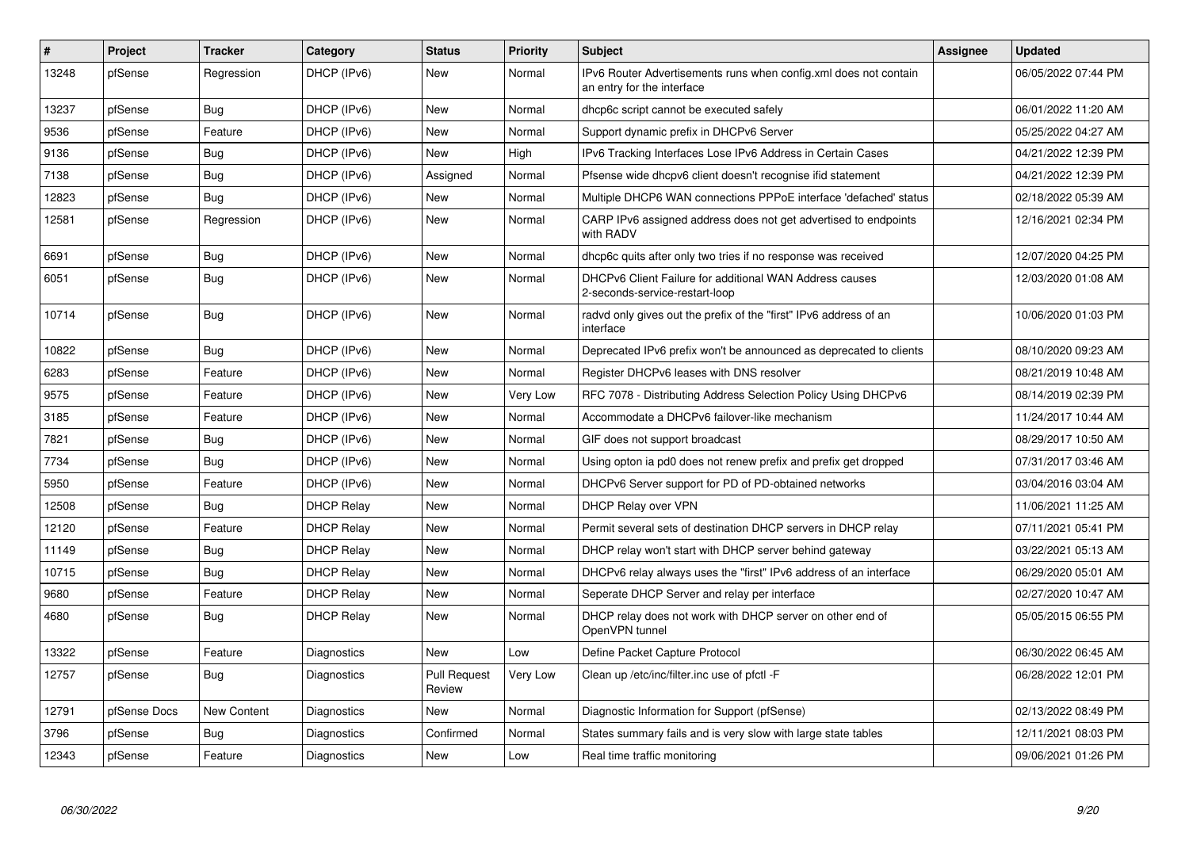| # | Project | Tracker | Category | Status | Priority | Subject | Assignee | Updated |
|---|---|---|---|---|---|---|---|---|
| 13248 | pfSense | Regression | DHCP (IPv6) | New | Normal | IPv6 Router Advertisements runs when config.xml does not contain an entry for the interface | | 06/05/2022 07:44 PM |
| 13237 | pfSense | Bug | DHCP (IPv6) | New | Normal | dhcp6c script cannot be executed safely | | 06/01/2022 11:20 AM |
| 9536 | pfSense | Feature | DHCP (IPv6) | New | Normal | Support dynamic prefix in DHCPv6 Server | | 05/25/2022 04:27 AM |
| 9136 | pfSense | Bug | DHCP (IPv6) | New | High | IPv6 Tracking Interfaces Lose IPv6 Address in Certain Cases | | 04/21/2022 12:39 PM |
| 7138 | pfSense | Bug | DHCP (IPv6) | Assigned | Normal | Pfsense wide dhcpv6 client doesn't recognise ifid statement | | 04/21/2022 12:39 PM |
| 12823 | pfSense | Bug | DHCP (IPv6) | New | Normal | Multiple DHCP6 WAN connections PPPoE interface 'defached' status | | 02/18/2022 05:39 AM |
| 12581 | pfSense | Regression | DHCP (IPv6) | New | Normal | CARP IPv6 assigned address does not get advertised to endpoints with RADV | | 12/16/2021 02:34 PM |
| 6691 | pfSense | Bug | DHCP (IPv6) | New | Normal | dhcp6c quits after only two tries if no response was received | | 12/07/2020 04:25 PM |
| 6051 | pfSense | Bug | DHCP (IPv6) | New | Normal | DHCPv6 Client Failure for additional WAN Address causes 2-seconds-service-restart-loop | | 12/03/2020 01:08 AM |
| 10714 | pfSense | Bug | DHCP (IPv6) | New | Normal | radvd only gives out the prefix of the "first" IPv6 address of an interface | | 10/06/2020 01:03 PM |
| 10822 | pfSense | Bug | DHCP (IPv6) | New | Normal | Deprecated IPv6 prefix won't be announced as deprecated to clients | | 08/10/2020 09:23 AM |
| 6283 | pfSense | Feature | DHCP (IPv6) | New | Normal | Register DHCPv6 leases with DNS resolver | | 08/21/2019 10:48 AM |
| 9575 | pfSense | Feature | DHCP (IPv6) | New | Very Low | RFC 7078 - Distributing Address Selection Policy Using DHCPv6 | | 08/14/2019 02:39 PM |
| 3185 | pfSense | Feature | DHCP (IPv6) | New | Normal | Accommodate a DHCPv6 failover-like mechanism | | 11/24/2017 10:44 AM |
| 7821 | pfSense | Bug | DHCP (IPv6) | New | Normal | GIF does not support broadcast | | 08/29/2017 10:50 AM |
| 7734 | pfSense | Bug | DHCP (IPv6) | New | Normal | Using opton ia pd0 does not renew prefix and prefix get dropped | | 07/31/2017 03:46 AM |
| 5950 | pfSense | Feature | DHCP (IPv6) | New | Normal | DHCPv6 Server support for PD of PD-obtained networks | | 03/04/2016 03:04 AM |
| 12508 | pfSense | Bug | DHCP Relay | New | Normal | DHCP Relay over VPN | | 11/06/2021 11:25 AM |
| 12120 | pfSense | Feature | DHCP Relay | New | Normal | Permit several sets of destination DHCP servers in DHCP relay | | 07/11/2021 05:41 PM |
| 11149 | pfSense | Bug | DHCP Relay | New | Normal | DHCP relay won't start with DHCP server behind gateway | | 03/22/2021 05:13 AM |
| 10715 | pfSense | Bug | DHCP Relay | New | Normal | DHCPv6 relay always uses the "first" IPv6 address of an interface | | 06/29/2020 05:01 AM |
| 9680 | pfSense | Feature | DHCP Relay | New | Normal | Seperate DHCP Server and relay per interface | | 02/27/2020 10:47 AM |
| 4680 | pfSense | Bug | DHCP Relay | New | Normal | DHCP relay does not work with DHCP server on other end of OpenVPN tunnel | | 05/05/2015 06:55 PM |
| 13322 | pfSense | Feature | Diagnostics | New | Low | Define Packet Capture Protocol | | 06/30/2022 06:45 AM |
| 12757 | pfSense | Bug | Diagnostics | Pull Request Review | Very Low | Clean up /etc/inc/filter.inc use of pfctl -F | | 06/28/2022 12:01 PM |
| 12791 | pfSense Docs | New Content | Diagnostics | New | Normal | Diagnostic Information for Support (pfSense) | | 02/13/2022 08:49 PM |
| 3796 | pfSense | Bug | Diagnostics | Confirmed | Normal | States summary fails and is very slow with large state tables | | 12/11/2021 08:03 PM |
| 12343 | pfSense | Feature | Diagnostics | New | Low | Real time traffic monitoring | | 09/06/2021 01:26 PM |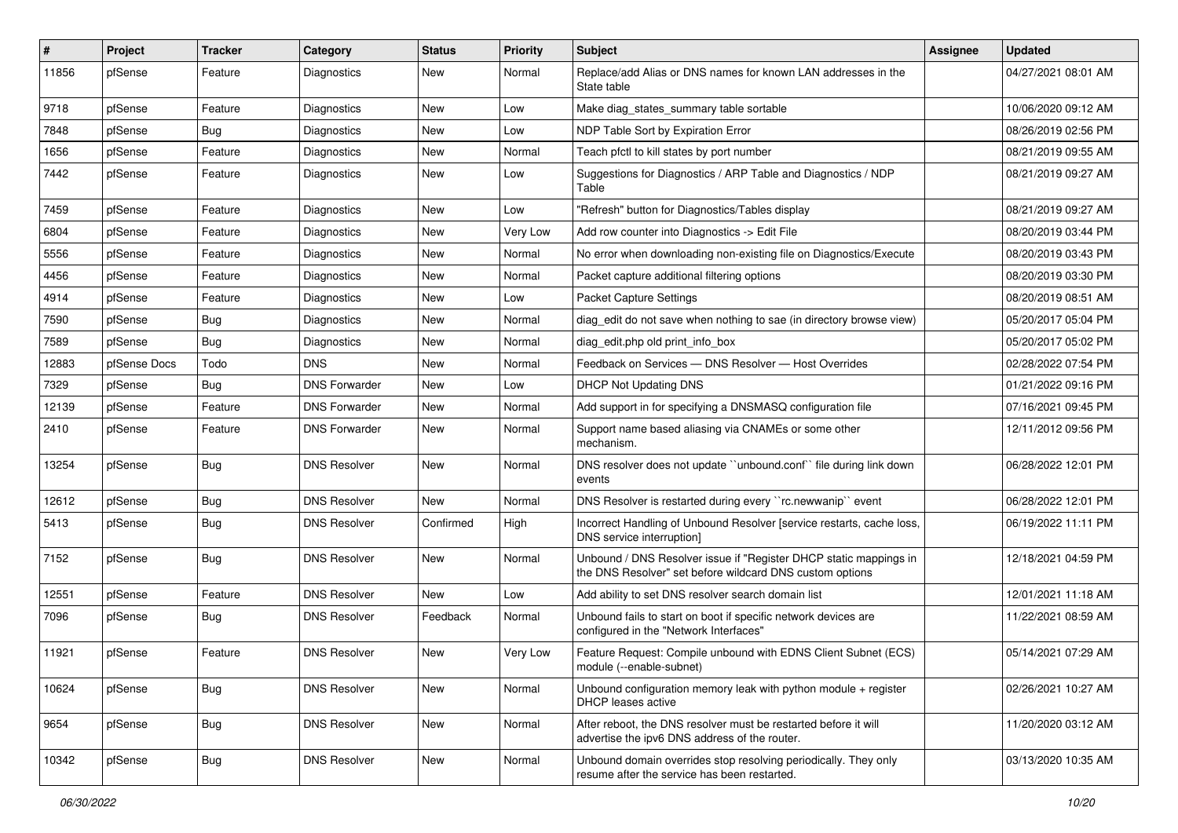| # | Project | Tracker | Category | Status | Priority | Subject | Assignee | Updated |
|---|---|---|---|---|---|---|---|---|
| 11856 | pfSense | Feature | Diagnostics | New | Normal | Replace/add Alias or DNS names for known LAN addresses in the State table | | 04/27/2021 08:01 AM |
| 9718 | pfSense | Feature | Diagnostics | New | Low | Make diag_states_summary table sortable | | 10/06/2020 09:12 AM |
| 7848 | pfSense | Bug | Diagnostics | New | Low | NDP Table Sort by Expiration Error | | 08/26/2019 02:56 PM |
| 1656 | pfSense | Feature | Diagnostics | New | Normal | Teach pfctl to kill states by port number | | 08/21/2019 09:55 AM |
| 7442 | pfSense | Feature | Diagnostics | New | Low | Suggestions for Diagnostics / ARP Table and Diagnostics / NDP Table | | 08/21/2019 09:27 AM |
| 7459 | pfSense | Feature | Diagnostics | New | Low | "Refresh" button for Diagnostics/Tables display | | 08/21/2019 09:27 AM |
| 6804 | pfSense | Feature | Diagnostics | New | Very Low | Add row counter into Diagnostics -> Edit File | | 08/20/2019 03:44 PM |
| 5556 | pfSense | Feature | Diagnostics | New | Normal | No error when downloading non-existing file on Diagnostics/Execute | | 08/20/2019 03:43 PM |
| 4456 | pfSense | Feature | Diagnostics | New | Normal | Packet capture additional filtering options | | 08/20/2019 03:30 PM |
| 4914 | pfSense | Feature | Diagnostics | New | Low | Packet Capture Settings | | 08/20/2019 08:51 AM |
| 7590 | pfSense | Bug | Diagnostics | New | Normal | diag_edit do not save when nothing to sae (in directory browse view) | | 05/20/2017 05:04 PM |
| 7589 | pfSense | Bug | Diagnostics | New | Normal | diag_edit.php old print_info_box | | 05/20/2017 05:02 PM |
| 12883 | pfSense Docs | Todo | DNS | New | Normal | Feedback on Services — DNS Resolver — Host Overrides | | 02/28/2022 07:54 PM |
| 7329 | pfSense | Bug | DNS Forwarder | New | Low | DHCP Not Updating DNS | | 01/21/2022 09:16 PM |
| 12139 | pfSense | Feature | DNS Forwarder | New | Normal | Add support in for specifying a DNSMASQ configuration file | | 07/16/2021 09:45 PM |
| 2410 | pfSense | Feature | DNS Forwarder | New | Normal | Support name based aliasing via CNAMEs or some other mechanism. | | 12/11/2012 09:56 PM |
| 13254 | pfSense | Bug | DNS Resolver | New | Normal | DNS resolver does not update ``unbound.conf`` file during link down events | | 06/28/2022 12:01 PM |
| 12612 | pfSense | Bug | DNS Resolver | New | Normal | DNS Resolver is restarted during every ``rc.newwanip`` event | | 06/28/2022 12:01 PM |
| 5413 | pfSense | Bug | DNS Resolver | Confirmed | High | Incorrect Handling of Unbound Resolver [service restarts, cache loss, DNS service interruption] | | 06/19/2022 11:11 PM |
| 7152 | pfSense | Bug | DNS Resolver | New | Normal | Unbound / DNS Resolver issue if "Register DHCP static mappings in the DNS Resolver" set before wildcard DNS custom options | | 12/18/2021 04:59 PM |
| 12551 | pfSense | Feature | DNS Resolver | New | Low | Add ability to set DNS resolver search domain list | | 12/01/2021 11:18 AM |
| 7096 | pfSense | Bug | DNS Resolver | Feedback | Normal | Unbound fails to start on boot if specific network devices are configured in the "Network Interfaces" | | 11/22/2021 08:59 AM |
| 11921 | pfSense | Feature | DNS Resolver | New | Very Low | Feature Request: Compile unbound with EDNS Client Subnet (ECS) module (--enable-subnet) | | 05/14/2021 07:29 AM |
| 10624 | pfSense | Bug | DNS Resolver | New | Normal | Unbound configuration memory leak with python module + register DHCP leases active | | 02/26/2021 10:27 AM |
| 9654 | pfSense | Bug | DNS Resolver | New | Normal | After reboot, the DNS resolver must be restarted before it will advertise the ipv6 DNS address of the router. | | 11/20/2020 03:12 AM |
| 10342 | pfSense | Bug | DNS Resolver | New | Normal | Unbound domain overrides stop resolving periodically. They only resume after the service has been restarted. | | 03/13/2020 10:35 AM |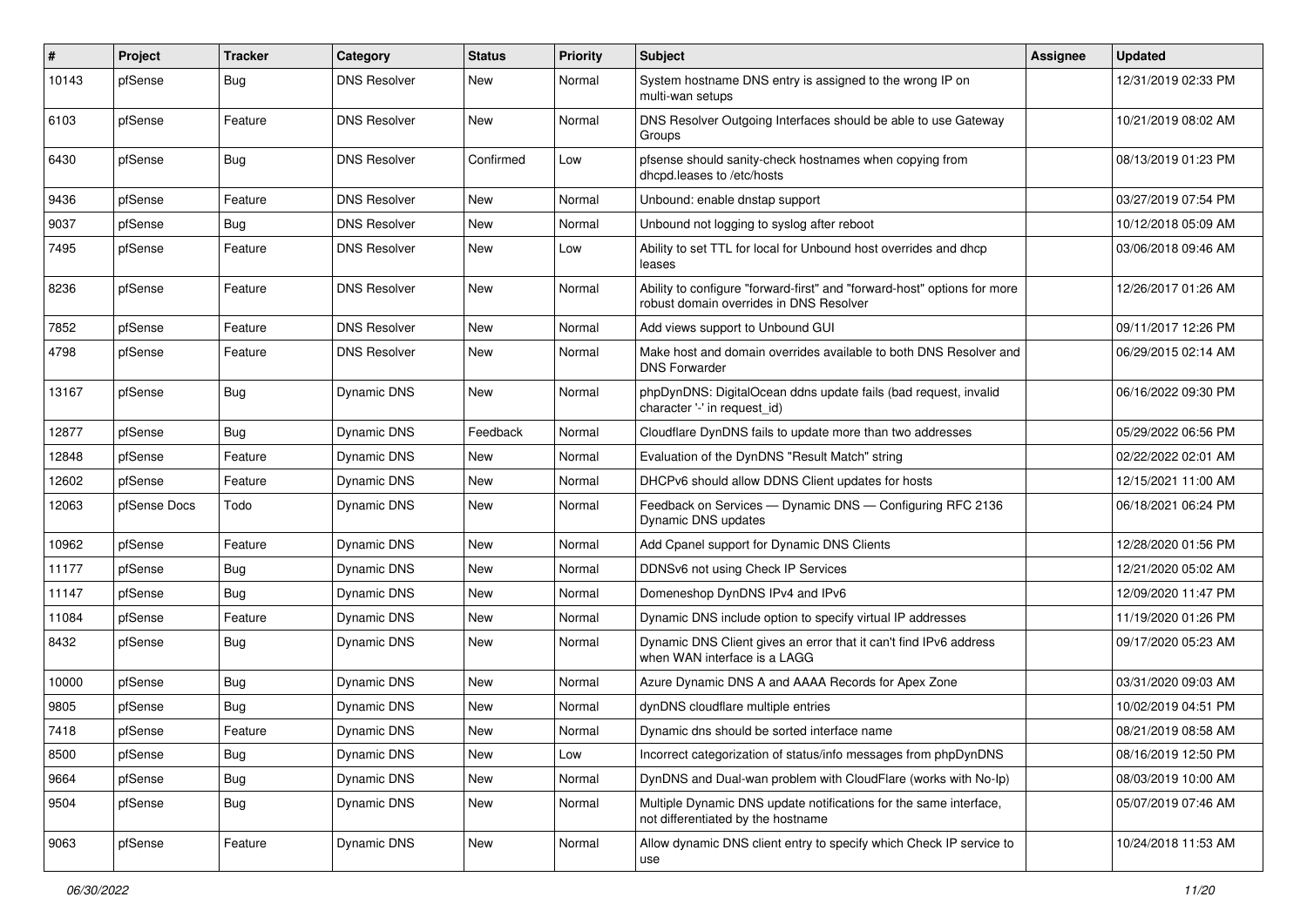| # | Project | Tracker | Category | Status | Priority | Subject | Assignee | Updated |
|---|---|---|---|---|---|---|---|---|
| 10143 | pfSense | Bug | DNS Resolver | New | Normal | System hostname DNS entry is assigned to the wrong IP on multi-wan setups | | 12/31/2019 02:33 PM |
| 6103 | pfSense | Feature | DNS Resolver | New | Normal | DNS Resolver Outgoing Interfaces should be able to use Gateway Groups | | 10/21/2019 08:02 AM |
| 6430 | pfSense | Bug | DNS Resolver | Confirmed | Low | pfsense should sanity-check hostnames when copying from dhcpd.leases to /etc/hosts | | 08/13/2019 01:23 PM |
| 9436 | pfSense | Feature | DNS Resolver | New | Normal | Unbound: enable dnstap support | | 03/27/2019 07:54 PM |
| 9037 | pfSense | Bug | DNS Resolver | New | Normal | Unbound not logging to syslog after reboot | | 10/12/2018 05:09 AM |
| 7495 | pfSense | Feature | DNS Resolver | New | Low | Ability to set TTL for local for Unbound host overrides and dhcp leases | | 03/06/2018 09:46 AM |
| 8236 | pfSense | Feature | DNS Resolver | New | Normal | Ability to configure "forward-first" and "forward-host" options for more robust domain overrides in DNS Resolver | | 12/26/2017 01:26 AM |
| 7852 | pfSense | Feature | DNS Resolver | New | Normal | Add views support to Unbound GUI | | 09/11/2017 12:26 PM |
| 4798 | pfSense | Feature | DNS Resolver | New | Normal | Make host and domain overrides available to both DNS Resolver and DNS Forwarder | | 06/29/2015 02:14 AM |
| 13167 | pfSense | Bug | Dynamic DNS | New | Normal | phpDynDNS: DigitalOcean ddns update fails (bad request, invalid character '-' in request_id) | | 06/16/2022 09:30 PM |
| 12877 | pfSense | Bug | Dynamic DNS | Feedback | Normal | Cloudflare DynDNS fails to update more than two addresses | | 05/29/2022 06:56 PM |
| 12848 | pfSense | Feature | Dynamic DNS | New | Normal | Evaluation of the DynDNS "Result Match" string | | 02/22/2022 02:01 AM |
| 12602 | pfSense | Feature | Dynamic DNS | New | Normal | DHCPv6 should allow DDNS Client updates for hosts | | 12/15/2021 11:00 AM |
| 12063 | pfSense Docs | Todo | Dynamic DNS | New | Normal | Feedback on Services — Dynamic DNS — Configuring RFC 2136 Dynamic DNS updates | | 06/18/2021 06:24 PM |
| 10962 | pfSense | Feature | Dynamic DNS | New | Normal | Add Cpanel support for Dynamic DNS Clients | | 12/28/2020 01:56 PM |
| 11177 | pfSense | Bug | Dynamic DNS | New | Normal | DDNSv6 not using Check IP Services | | 12/21/2020 05:02 AM |
| 11147 | pfSense | Bug | Dynamic DNS | New | Normal | Domeneshop DynDNS IPv4 and IPv6 | | 12/09/2020 11:47 PM |
| 11084 | pfSense | Feature | Dynamic DNS | New | Normal | Dynamic DNS include option to specify virtual IP addresses | | 11/19/2020 01:26 PM |
| 8432 | pfSense | Bug | Dynamic DNS | New | Normal | Dynamic DNS Client gives an error that it can't find IPv6 address when WAN interface is a LAGG | | 09/17/2020 05:23 AM |
| 10000 | pfSense | Bug | Dynamic DNS | New | Normal | Azure Dynamic DNS A and AAAA Records for Apex Zone | | 03/31/2020 09:03 AM |
| 9805 | pfSense | Bug | Dynamic DNS | New | Normal | dynDNS cloudflare multiple entries | | 10/02/2019 04:51 PM |
| 7418 | pfSense | Feature | Dynamic DNS | New | Normal | Dynamic dns should be sorted interface name | | 08/21/2019 08:58 AM |
| 8500 | pfSense | Bug | Dynamic DNS | New | Low | Incorrect categorization of status/info messages from phpDynDNS | | 08/16/2019 12:50 PM |
| 9664 | pfSense | Bug | Dynamic DNS | New | Normal | DynDNS and Dual-wan problem with CloudFlare (works with No-Ip) | | 08/03/2019 10:00 AM |
| 9504 | pfSense | Bug | Dynamic DNS | New | Normal | Multiple Dynamic DNS update notifications for the same interface, not differentiated by the hostname | | 05/07/2019 07:46 AM |
| 9063 | pfSense | Feature | Dynamic DNS | New | Normal | Allow dynamic DNS client entry to specify which Check IP service to use | | 10/24/2018 11:53 AM |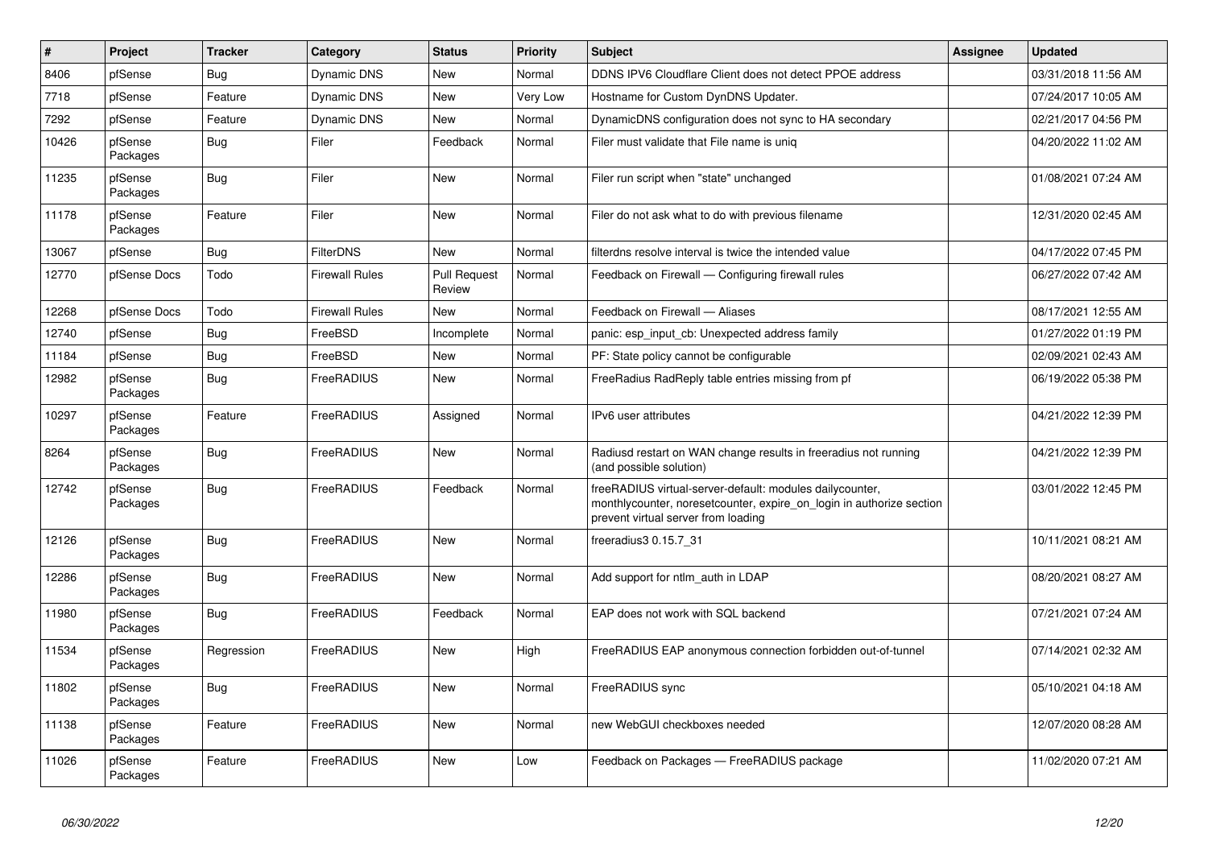| # | Project | Tracker | Category | Status | Priority | Subject | Assignee | Updated |
|---|---|---|---|---|---|---|---|---|
| 8406 | pfSense | Bug | Dynamic DNS | New | Normal | DDNS IPV6 Cloudflare Client does not detect PPOE address | | 03/31/2018 11:56 AM |
| 7718 | pfSense | Feature | Dynamic DNS | New | Very Low | Hostname for Custom DynDNS Updater. | | 07/24/2017 10:05 AM |
| 7292 | pfSense | Feature | Dynamic DNS | New | Normal | DynamicDNS configuration does not sync to HA secondary | | 02/21/2017 04:56 PM |
| 10426 | pfSense Packages | Bug | Filer | Feedback | Normal | Filer must validate that File name is uniq | | 04/20/2022 11:02 AM |
| 11235 | pfSense Packages | Bug | Filer | New | Normal | Filer run script when "state" unchanged | | 01/08/2021 07:24 AM |
| 11178 | pfSense Packages | Feature | Filer | New | Normal | Filer do not ask what to do with previous filename | | 12/31/2020 02:45 AM |
| 13067 | pfSense | Bug | FilterDNS | New | Normal | filterdns resolve interval is twice the intended value | | 04/17/2022 07:45 PM |
| 12770 | pfSense Docs | Todo | Firewall Rules | Pull Request Review | Normal | Feedback on Firewall — Configuring firewall rules | | 06/27/2022 07:42 AM |
| 12268 | pfSense Docs | Todo | Firewall Rules | New | Normal | Feedback on Firewall — Aliases | | 08/17/2021 12:55 AM |
| 12740 | pfSense | Bug | FreeBSD | Incomplete | Normal | panic: esp_input_cb: Unexpected address family | | 01/27/2022 01:19 PM |
| 11184 | pfSense | Bug | FreeBSD | New | Normal | PF: State policy cannot be configurable | | 02/09/2021 02:43 AM |
| 12982 | pfSense Packages | Bug | FreeRADIUS | New | Normal | FreeRadius RadReply table entries missing from pf | | 06/19/2022 05:38 PM |
| 10297 | pfSense Packages | Feature | FreeRADIUS | Assigned | Normal | IPv6 user attributes | | 04/21/2022 12:39 PM |
| 8264 | pfSense Packages | Bug | FreeRADIUS | New | Normal | Radiusd restart on WAN change results in freeradius not running (and possible solution) | | 04/21/2022 12:39 PM |
| 12742 | pfSense Packages | Bug | FreeRADIUS | Feedback | Normal | freeRADIUS virtual-server-default: modules dailycounter, monthlycounter, noresetcounter, expire_on_login in authorize section prevent virtual server from loading | | 03/01/2022 12:45 PM |
| 12126 | pfSense Packages | Bug | FreeRADIUS | New | Normal | freeradius3 0.15.7_31 | | 10/11/2021 08:21 AM |
| 12286 | pfSense Packages | Bug | FreeRADIUS | New | Normal | Add support for ntlm_auth in LDAP | | 08/20/2021 08:27 AM |
| 11980 | pfSense Packages | Bug | FreeRADIUS | Feedback | Normal | EAP does not work with SQL backend | | 07/21/2021 07:24 AM |
| 11534 | pfSense Packages | Regression | FreeRADIUS | New | High | FreeRADIUS EAP anonymous connection forbidden out-of-tunnel | | 07/14/2021 02:32 AM |
| 11802 | pfSense Packages | Bug | FreeRADIUS | New | Normal | FreeRADIUS sync | | 05/10/2021 04:18 AM |
| 11138 | pfSense Packages | Feature | FreeRADIUS | New | Normal | new WebGUI checkboxes needed | | 12/07/2020 08:28 AM |
| 11026 | pfSense Packages | Feature | FreeRADIUS | New | Low | Feedback on Packages — FreeRADIUS package | | 11/02/2020 07:21 AM |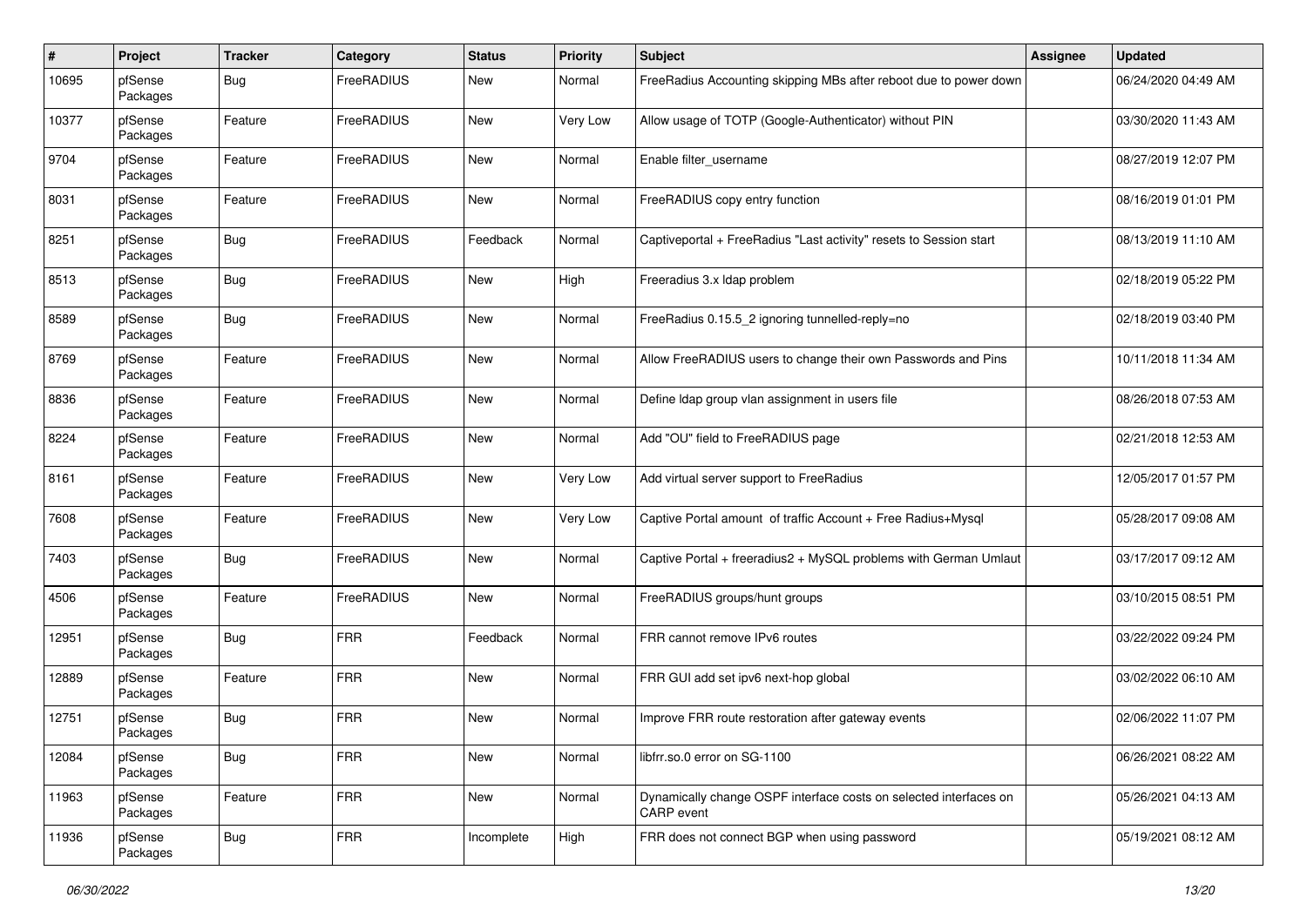| # | Project | Tracker | Category | Status | Priority | Subject | Assignee | Updated |
|---|---|---|---|---|---|---|---|---|
| 10695 | pfSense Packages | Bug | FreeRADIUS | New | Normal | FreeRadius Accounting skipping MBs after reboot due to power down | | 06/24/2020 04:49 AM |
| 10377 | pfSense Packages | Feature | FreeRADIUS | New | Very Low | Allow usage of TOTP (Google-Authenticator) without PIN | | 03/30/2020 11:43 AM |
| 9704 | pfSense Packages | Feature | FreeRADIUS | New | Normal | Enable filter_username | | 08/27/2019 12:07 PM |
| 8031 | pfSense Packages | Feature | FreeRADIUS | New | Normal | FreeRADIUS copy entry function | | 08/16/2019 01:01 PM |
| 8251 | pfSense Packages | Bug | FreeRADIUS | Feedback | Normal | Captiveportal + FreeRadius "Last activity" resets to Session start | | 08/13/2019 11:10 AM |
| 8513 | pfSense Packages | Bug | FreeRADIUS | New | High | Freeradius 3.x ldap problem | | 02/18/2019 05:22 PM |
| 8589 | pfSense Packages | Bug | FreeRADIUS | New | Normal | FreeRadius 0.15.5_2 ignoring tunnelled-reply=no | | 02/18/2019 03:40 PM |
| 8769 | pfSense Packages | Feature | FreeRADIUS | New | Normal | Allow FreeRADIUS users to change their own Passwords and Pins | | 10/11/2018 11:34 AM |
| 8836 | pfSense Packages | Feature | FreeRADIUS | New | Normal | Define ldap group vlan assignment in users file | | 08/26/2018 07:53 AM |
| 8224 | pfSense Packages | Feature | FreeRADIUS | New | Normal | Add "OU" field to FreeRADIUS page | | 02/21/2018 12:53 AM |
| 8161 | pfSense Packages | Feature | FreeRADIUS | New | Very Low | Add virtual server support to FreeRadius | | 12/05/2017 01:57 PM |
| 7608 | pfSense Packages | Feature | FreeRADIUS | New | Very Low | Captive Portal amount of traffic Account + Free Radius+Mysql | | 05/28/2017 09:08 AM |
| 7403 | pfSense Packages | Bug | FreeRADIUS | New | Normal | Captive Portal + freeradius2 + MySQL problems with German Umlaut | | 03/17/2017 09:12 AM |
| 4506 | pfSense Packages | Feature | FreeRADIUS | New | Normal | FreeRADIUS groups/hunt groups | | 03/10/2015 08:51 PM |
| 12951 | pfSense Packages | Bug | FRR | Feedback | Normal | FRR cannot remove IPv6 routes | | 03/22/2022 09:24 PM |
| 12889 | pfSense Packages | Feature | FRR | New | Normal | FRR GUI add set ipv6 next-hop global | | 03/02/2022 06:10 AM |
| 12751 | pfSense Packages | Bug | FRR | New | Normal | Improve FRR route restoration after gateway events | | 02/06/2022 11:07 PM |
| 12084 | pfSense Packages | Bug | FRR | New | Normal | libfrr.so.0 error on SG-1100 | | 06/26/2021 08:22 AM |
| 11963 | pfSense Packages | Feature | FRR | New | Normal | Dynamically change OSPF interface costs on selected interfaces on CARP event | | 05/26/2021 04:13 AM |
| 11936 | pfSense Packages | Bug | FRR | Incomplete | High | FRR does not connect BGP when using password | | 05/19/2021 08:12 AM |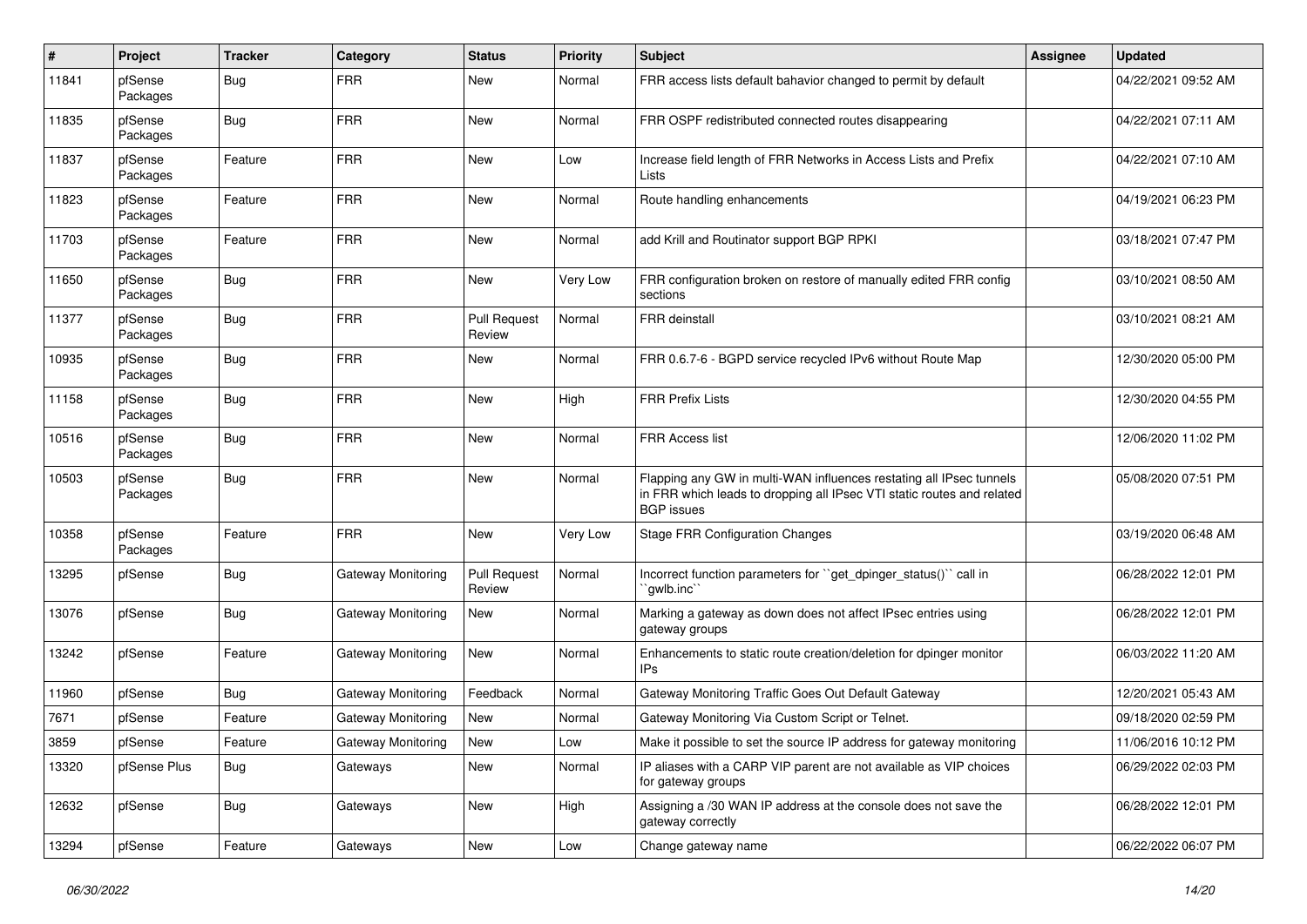| # | Project | Tracker | Category | Status | Priority | Subject | Assignee | Updated |
|---|---|---|---|---|---|---|---|---|
| 11841 | pfSense Packages | Bug | FRR | New | Normal | FRR access lists default bahavior changed to permit by default | | 04/22/2021 09:52 AM |
| 11835 | pfSense Packages | Bug | FRR | New | Normal | FRR OSPF redistributed connected routes disappearing | | 04/22/2021 07:11 AM |
| 11837 | pfSense Packages | Feature | FRR | New | Low | Increase field length of FRR Networks in Access Lists and Prefix Lists | | 04/22/2021 07:10 AM |
| 11823 | pfSense Packages | Feature | FRR | New | Normal | Route handling enhancements | | 04/19/2021 06:23 PM |
| 11703 | pfSense Packages | Feature | FRR | New | Normal | add Krill and Routinator support BGP RPKI | | 03/18/2021 07:47 PM |
| 11650 | pfSense Packages | Bug | FRR | New | Very Low | FRR configuration broken on restore of manually edited FRR config sections | | 03/10/2021 08:50 AM |
| 11377 | pfSense Packages | Bug | FRR | Pull Request Review | Normal | FRR deinstall | | 03/10/2021 08:21 AM |
| 10935 | pfSense Packages | Bug | FRR | New | Normal | FRR 0.6.7-6 - BGPD service recycled IPv6 without Route Map | | 12/30/2020 05:00 PM |
| 11158 | pfSense Packages | Bug | FRR | New | High | FRR Prefix Lists | | 12/30/2020 04:55 PM |
| 10516 | pfSense Packages | Bug | FRR | New | Normal | FRR Access list | | 12/06/2020 11:02 PM |
| 10503 | pfSense Packages | Bug | FRR | New | Normal | Flapping any GW in multi-WAN influences restating all IPsec tunnels in FRR which leads to dropping all IPsec VTI static routes and related BGP issues | | 05/08/2020 07:51 PM |
| 10358 | pfSense Packages | Feature | FRR | New | Very Low | Stage FRR Configuration Changes | | 03/19/2020 06:48 AM |
| 13295 | pfSense | Bug | Gateway Monitoring | Pull Request Review | Normal | Incorrect function parameters for ``get_dpinger_status()`` call in ``gwlb.inc`` | | 06/28/2022 12:01 PM |
| 13076 | pfSense | Bug | Gateway Monitoring | New | Normal | Marking a gateway as down does not affect IPsec entries using gateway groups | | 06/28/2022 12:01 PM |
| 13242 | pfSense | Feature | Gateway Monitoring | New | Normal | Enhancements to static route creation/deletion for dpinger monitor IPs | | 06/03/2022 11:20 AM |
| 11960 | pfSense | Bug | Gateway Monitoring | Feedback | Normal | Gateway Monitoring Traffic Goes Out Default Gateway | | 12/20/2021 05:43 AM |
| 7671 | pfSense | Feature | Gateway Monitoring | New | Normal | Gateway Monitoring Via Custom Script or Telnet. | | 09/18/2020 02:59 PM |
| 3859 | pfSense | Feature | Gateway Monitoring | New | Low | Make it possible to set the source IP address for gateway monitoring | | 11/06/2016 10:12 PM |
| 13320 | pfSense Plus | Bug | Gateways | New | Normal | IP aliases with a CARP VIP parent are not available as VIP choices for gateway groups | | 06/29/2022 02:03 PM |
| 12632 | pfSense | Bug | Gateways | New | High | Assigning a /30 WAN IP address at the console does not save the gateway correctly | | 06/28/2022 12:01 PM |
| 13294 | pfSense | Feature | Gateways | New | Low | Change gateway name | | 06/22/2022 06:07 PM |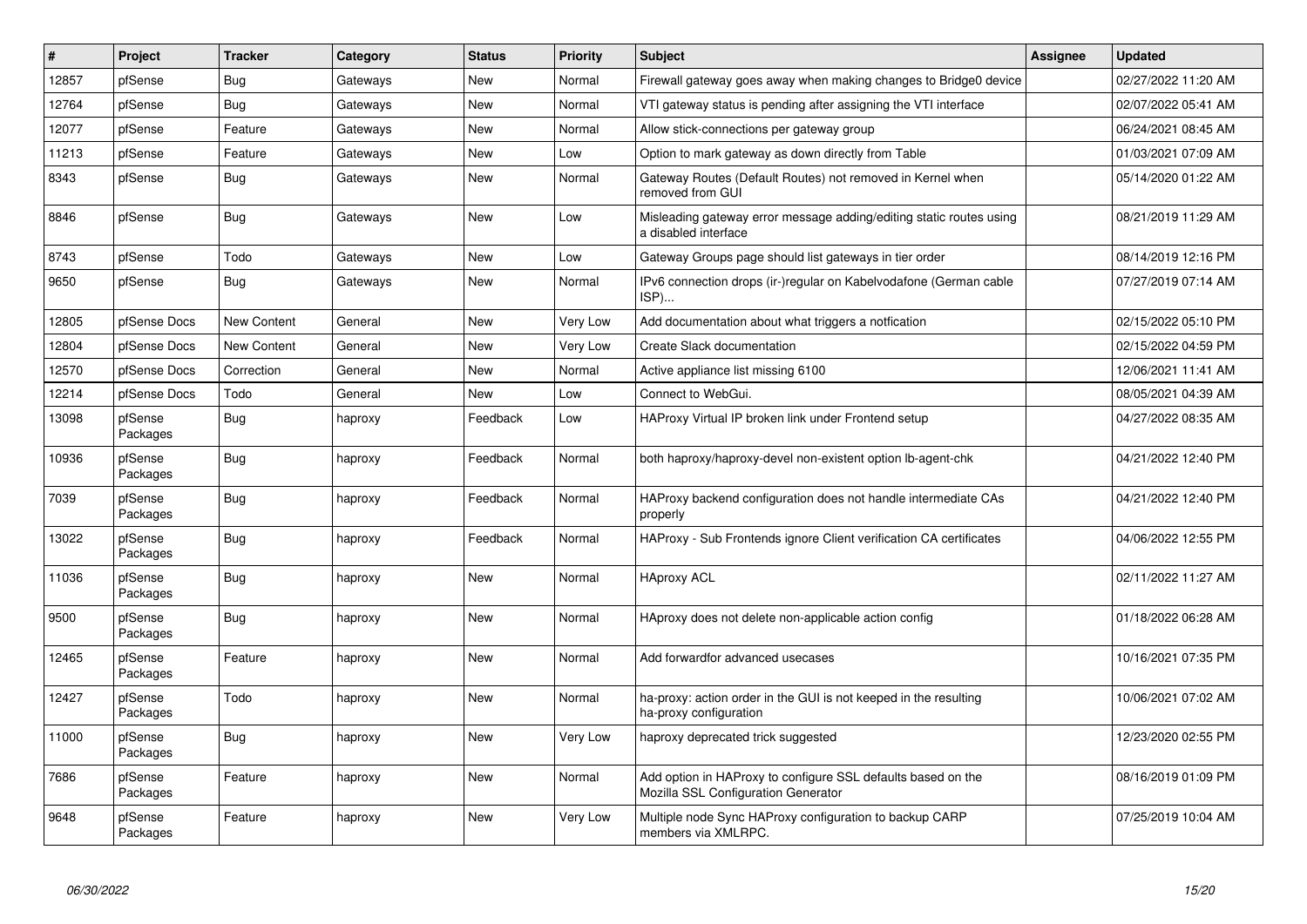| # | Project | Tracker | Category | Status | Priority | Subject | Assignee | Updated |
|---|---|---|---|---|---|---|---|---|
| 12857 | pfSense | Bug | Gateways | New | Normal | Firewall gateway goes away when making changes to Bridge0 device | | 02/27/2022 11:20 AM |
| 12764 | pfSense | Bug | Gateways | New | Normal | VTI gateway status is pending after assigning the VTI interface | | 02/07/2022 05:41 AM |
| 12077 | pfSense | Feature | Gateways | New | Normal | Allow stick-connections per gateway group | | 06/24/2021 08:45 AM |
| 11213 | pfSense | Feature | Gateways | New | Low | Option to mark gateway as down directly from Table | | 01/03/2021 07:09 AM |
| 8343 | pfSense | Bug | Gateways | New | Normal | Gateway Routes (Default Routes) not removed in Kernel when removed from GUI | | 05/14/2020 01:22 AM |
| 8846 | pfSense | Bug | Gateways | New | Low | Misleading gateway error message adding/editing static routes using a disabled interface | | 08/21/2019 11:29 AM |
| 8743 | pfSense | Todo | Gateways | New | Low | Gateway Groups page should list gateways in tier order | | 08/14/2019 12:16 PM |
| 9650 | pfSense | Bug | Gateways | New | Normal | IPv6 connection drops (ir-)regular on Kabelvodafone (German cable ISP)... | | 07/27/2019 07:14 AM |
| 12805 | pfSense Docs | New Content | General | New | Very Low | Add documentation about what triggers a notfication | | 02/15/2022 05:10 PM |
| 12804 | pfSense Docs | New Content | General | New | Very Low | Create Slack documentation | | 02/15/2022 04:59 PM |
| 12570 | pfSense Docs | Correction | General | New | Normal | Active appliance list missing 6100 | | 12/06/2021 11:41 AM |
| 12214 | pfSense Docs | Todo | General | New | Low | Connect to WebGui. | | 08/05/2021 04:39 AM |
| 13098 | pfSense Packages | Bug | haproxy | Feedback | Low | HAProxy Virtual IP broken link under Frontend setup | | 04/27/2022 08:35 AM |
| 10936 | pfSense Packages | Bug | haproxy | Feedback | Normal | both haproxy/haproxy-devel non-existent option lb-agent-chk | | 04/21/2022 12:40 PM |
| 7039 | pfSense Packages | Bug | haproxy | Feedback | Normal | HAProxy backend configuration does not handle intermediate CAs properly | | 04/21/2022 12:40 PM |
| 13022 | pfSense Packages | Bug | haproxy | Feedback | Normal | HAProxy - Sub Frontends ignore Client verification CA certificates | | 04/06/2022 12:55 PM |
| 11036 | pfSense Packages | Bug | haproxy | New | Normal | HAproxy ACL | | 02/11/2022 11:27 AM |
| 9500 | pfSense Packages | Bug | haproxy | New | Normal | HAproxy does not delete non-applicable action config | | 01/18/2022 06:28 AM |
| 12465 | pfSense Packages | Feature | haproxy | New | Normal | Add forwardfor advanced usecases | | 10/16/2021 07:35 PM |
| 12427 | pfSense Packages | Todo | haproxy | New | Normal | ha-proxy: action order in the GUI is not keeped in the resulting ha-proxy configuration | | 10/06/2021 07:02 AM |
| 11000 | pfSense Packages | Bug | haproxy | New | Very Low | haproxy deprecated trick suggested | | 12/23/2020 02:55 PM |
| 7686 | pfSense Packages | Feature | haproxy | New | Normal | Add option in HAProxy to configure SSL defaults based on the Mozilla SSL Configuration Generator | | 08/16/2019 01:09 PM |
| 9648 | pfSense Packages | Feature | haproxy | New | Very Low | Multiple node Sync HAProxy configuration to backup CARP members via XMLRPC. | | 07/25/2019 10:04 AM |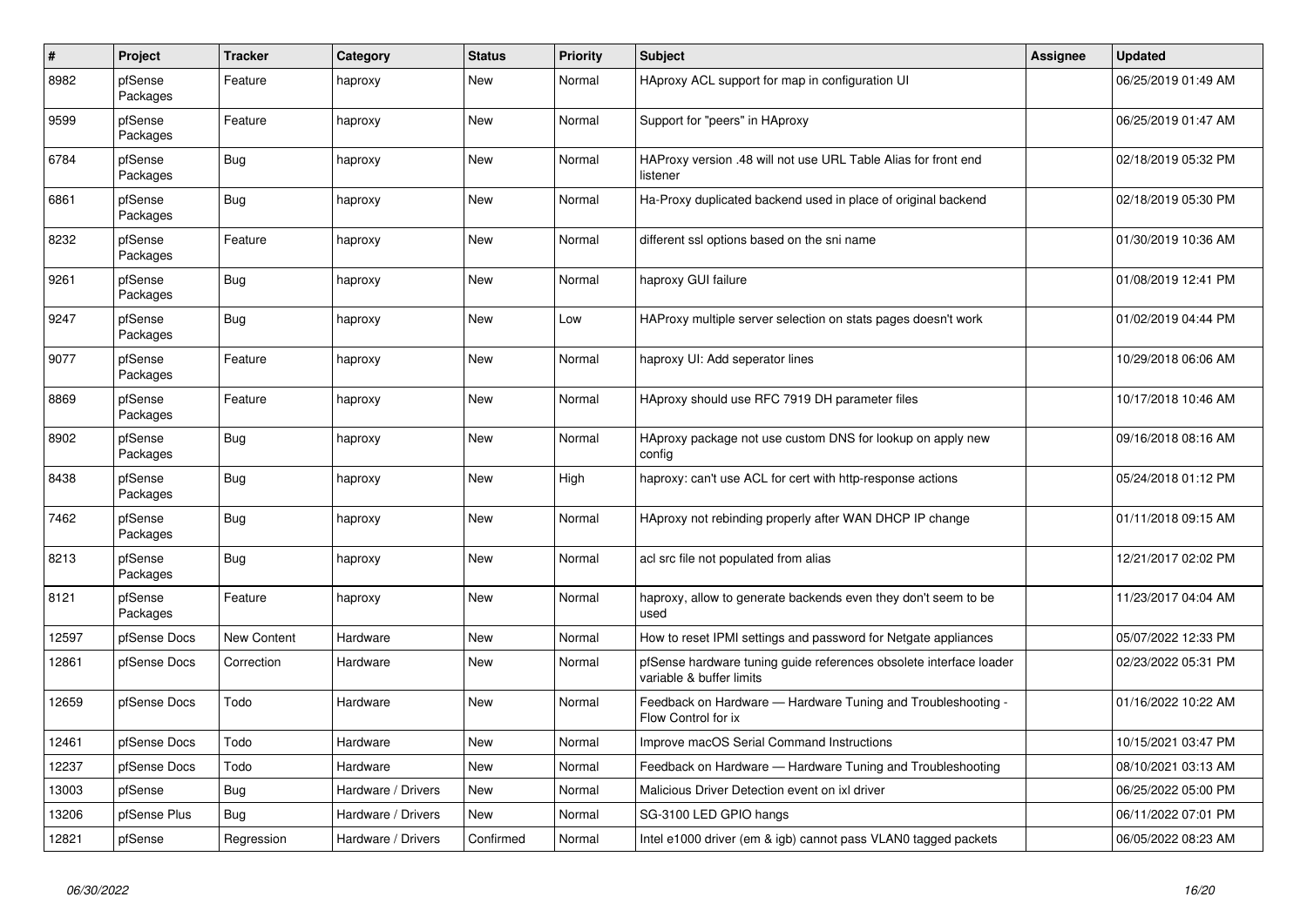| # | Project | Tracker | Category | Status | Priority | Subject | Assignee | Updated |
|---|---|---|---|---|---|---|---|---|
| 8982 | pfSense Packages | Feature | haproxy | New | Normal | HAproxy ACL support for map in configuration UI | | 06/25/2019 01:49 AM |
| 9599 | pfSense Packages | Feature | haproxy | New | Normal | Support for "peers" in HAproxy | | 06/25/2019 01:47 AM |
| 6784 | pfSense Packages | Bug | haproxy | New | Normal | HAProxy version .48 will not use URL Table Alias for front end listener | | 02/18/2019 05:32 PM |
| 6861 | pfSense Packages | Bug | haproxy | New | Normal | Ha-Proxy duplicated backend used in place of original backend | | 02/18/2019 05:30 PM |
| 8232 | pfSense Packages | Feature | haproxy | New | Normal | different ssl options based on the sni name | | 01/30/2019 10:36 AM |
| 9261 | pfSense Packages | Bug | haproxy | New | Normal | haproxy GUI failure | | 01/08/2019 12:41 PM |
| 9247 | pfSense Packages | Bug | haproxy | New | Low | HAProxy multiple server selection on stats pages doesn't work | | 01/02/2019 04:44 PM |
| 9077 | pfSense Packages | Feature | haproxy | New | Normal | haproxy UI: Add seperator lines | | 10/29/2018 06:06 AM |
| 8869 | pfSense Packages | Feature | haproxy | New | Normal | HAproxy should use RFC 7919 DH parameter files | | 10/17/2018 10:46 AM |
| 8902 | pfSense Packages | Bug | haproxy | New | Normal | HAproxy package not use custom DNS for lookup on apply new config | | 09/16/2018 08:16 AM |
| 8438 | pfSense Packages | Bug | haproxy | New | High | haproxy: can't use ACL for cert with http-response actions | | 05/24/2018 01:12 PM |
| 7462 | pfSense Packages | Bug | haproxy | New | Normal | HAproxy not rebinding properly after WAN DHCP IP change | | 01/11/2018 09:15 AM |
| 8213 | pfSense Packages | Bug | haproxy | New | Normal | acl src file not populated from alias | | 12/21/2017 02:02 PM |
| 8121 | pfSense Packages | Feature | haproxy | New | Normal | haproxy, allow to generate backends even they don't seem to be used | | 11/23/2017 04:04 AM |
| 12597 | pfSense Docs | New Content | Hardware | New | Normal | How to reset IPMI settings and password for Netgate appliances | | 05/07/2022 12:33 PM |
| 12861 | pfSense Docs | Correction | Hardware | New | Normal | pfSense hardware tuning guide references obsolete interface loader variable & buffer limits | | 02/23/2022 05:31 PM |
| 12659 | pfSense Docs | Todo | Hardware | New | Normal | Feedback on Hardware — Hardware Tuning and Troubleshooting - Flow Control for ix | | 01/16/2022 10:22 AM |
| 12461 | pfSense Docs | Todo | Hardware | New | Normal | Improve macOS Serial Command Instructions | | 10/15/2021 03:47 PM |
| 12237 | pfSense Docs | Todo | Hardware | New | Normal | Feedback on Hardware — Hardware Tuning and Troubleshooting | | 08/10/2021 03:13 AM |
| 13003 | pfSense | Bug | Hardware / Drivers | New | Normal | Malicious Driver Detection event on ixl driver | | 06/25/2022 05:00 PM |
| 13206 | pfSense Plus | Bug | Hardware / Drivers | New | Normal | SG-3100 LED GPIO hangs | | 06/11/2022 07:01 PM |
| 12821 | pfSense | Regression | Hardware / Drivers | Confirmed | Normal | Intel e1000 driver (em & igb) cannot pass VLAN0 tagged packets | | 06/05/2022 08:23 AM |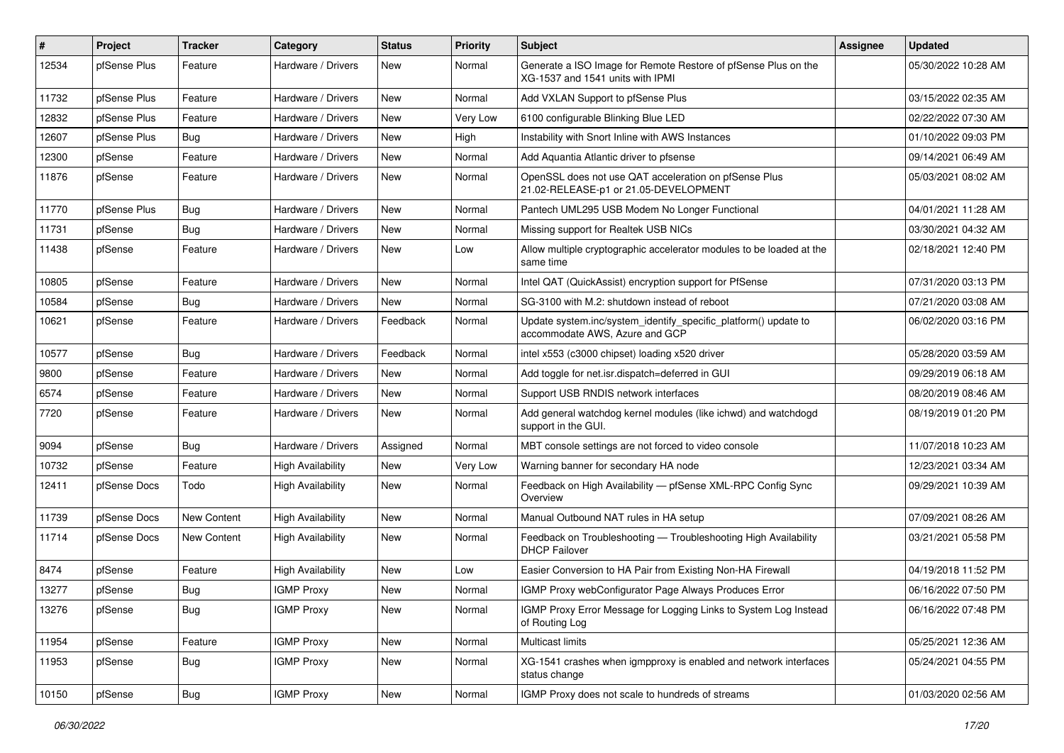| # | Project | Tracker | Category | Status | Priority | Subject | Assignee | Updated |
|---|---|---|---|---|---|---|---|---|
| 12534 | pfSense Plus | Feature | Hardware / Drivers | New | Normal | Generate a ISO Image for Remote Restore of pfSense Plus on the XG-1537 and 1541 units with IPMI | | 05/30/2022 10:28 AM |
| 11732 | pfSense Plus | Feature | Hardware / Drivers | New | Normal | Add VXLAN Support to pfSense Plus | | 03/15/2022 02:35 AM |
| 12832 | pfSense Plus | Feature | Hardware / Drivers | New | Very Low | 6100 configurable Blinking Blue LED | | 02/22/2022 07:30 AM |
| 12607 | pfSense Plus | Bug | Hardware / Drivers | New | High | Instability with Snort Inline with AWS Instances | | 01/10/2022 09:03 PM |
| 12300 | pfSense | Feature | Hardware / Drivers | New | Normal | Add Aquantia Atlantic driver to pfsense | | 09/14/2021 06:49 AM |
| 11876 | pfSense | Feature | Hardware / Drivers | New | Normal | OpenSSL does not use QAT acceleration on pfSense Plus 21.02-RELEASE-p1 or 21.05-DEVELOPMENT | | 05/03/2021 08:02 AM |
| 11770 | pfSense Plus | Bug | Hardware / Drivers | New | Normal | Pantech UML295 USB Modem No Longer Functional | | 04/01/2021 11:28 AM |
| 11731 | pfSense | Bug | Hardware / Drivers | New | Normal | Missing support for Realtek USB NICs | | 03/30/2021 04:32 AM |
| 11438 | pfSense | Feature | Hardware / Drivers | New | Low | Allow multiple cryptographic accelerator modules to be loaded at the same time | | 02/18/2021 12:40 PM |
| 10805 | pfSense | Feature | Hardware / Drivers | New | Normal | Intel QAT (QuickAssist) encryption support for PfSense | | 07/31/2020 03:13 PM |
| 10584 | pfSense | Bug | Hardware / Drivers | New | Normal | SG-3100 with M.2: shutdown instead of reboot | | 07/21/2020 03:08 AM |
| 10621 | pfSense | Feature | Hardware / Drivers | Feedback | Normal | Update system.inc/system_identify_specific_platform() update to accommodate AWS, Azure and GCP | | 06/02/2020 03:16 PM |
| 10577 | pfSense | Bug | Hardware / Drivers | Feedback | Normal | intel x553 (c3000 chipset) loading x520 driver | | 05/28/2020 03:59 AM |
| 9800 | pfSense | Feature | Hardware / Drivers | New | Normal | Add toggle for net.isr.dispatch=deferred in GUI | | 09/29/2019 06:18 AM |
| 6574 | pfSense | Feature | Hardware / Drivers | New | Normal | Support USB RNDIS network interfaces | | 08/20/2019 08:46 AM |
| 7720 | pfSense | Feature | Hardware / Drivers | New | Normal | Add general watchdog kernel modules (like ichwd) and watchdogd support in the GUI. | | 08/19/2019 01:20 PM |
| 9094 | pfSense | Bug | Hardware / Drivers | Assigned | Normal | MBT console settings are not forced to video console | | 11/07/2018 10:23 AM |
| 10732 | pfSense | Feature | High Availability | New | Very Low | Warning banner for secondary HA node | | 12/23/2021 03:34 AM |
| 12411 | pfSense Docs | Todo | High Availability | New | Normal | Feedback on High Availability — pfSense XML-RPC Config Sync Overview | | 09/29/2021 10:39 AM |
| 11739 | pfSense Docs | New Content | High Availability | New | Normal | Manual Outbound NAT rules in HA setup | | 07/09/2021 08:26 AM |
| 11714 | pfSense Docs | New Content | High Availability | New | Normal | Feedback on Troubleshooting — Troubleshooting High Availability DHCP Failover | | 03/21/2021 05:58 PM |
| 8474 | pfSense | Feature | High Availability | New | Low | Easier Conversion to HA Pair from Existing Non-HA Firewall | | 04/19/2018 11:52 PM |
| 13277 | pfSense | Bug | IGMP Proxy | New | Normal | IGMP Proxy webConfigurator Page Always Produces Error | | 06/16/2022 07:50 PM |
| 13276 | pfSense | Bug | IGMP Proxy | New | Normal | IGMP Proxy Error Message for Logging Links to System Log Instead of Routing Log | | 06/16/2022 07:48 PM |
| 11954 | pfSense | Feature | IGMP Proxy | New | Normal | Multicast limits | | 05/25/2021 12:36 AM |
| 11953 | pfSense | Bug | IGMP Proxy | New | Normal | XG-1541 crashes when igmpproxy is enabled and network interfaces status change | | 05/24/2021 04:55 PM |
| 10150 | pfSense | Bug | IGMP Proxy | New | Normal | IGMP Proxy does not scale to hundreds of streams | | 01/03/2020 02:56 AM |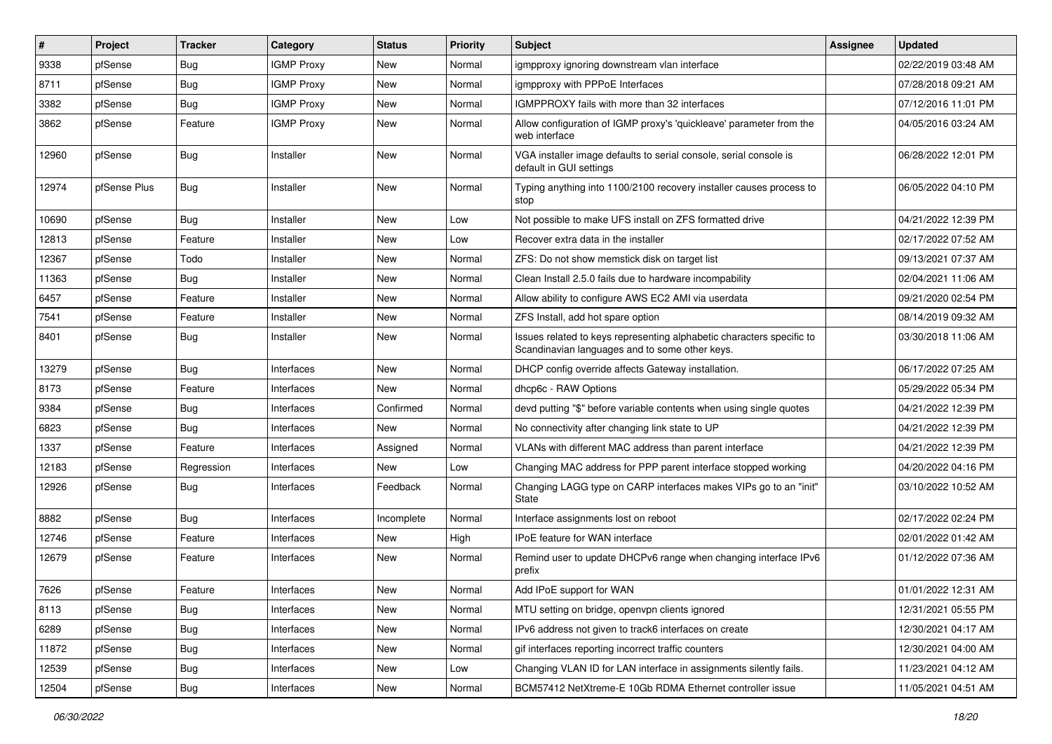| # | Project | Tracker | Category | Status | Priority | Subject | Assignee | Updated |
|---|---|---|---|---|---|---|---|---|
| 9338 | pfSense | Bug | IGMP Proxy | New | Normal | igmpproxy ignoring downstream vlan interface | | 02/22/2019 03:48 AM |
| 8711 | pfSense | Bug | IGMP Proxy | New | Normal | igmpproxy with PPPoE Interfaces | | 07/28/2018 09:21 AM |
| 3382 | pfSense | Bug | IGMP Proxy | New | Normal | IGMPPROXY fails with more than 32 interfaces | | 07/12/2016 11:01 PM |
| 3862 | pfSense | Feature | IGMP Proxy | New | Normal | Allow configuration of IGMP proxy's 'quickleave' parameter from the web interface | | 04/05/2016 03:24 AM |
| 12960 | pfSense | Bug | Installer | New | Normal | VGA installer image defaults to serial console, serial console is default in GUI settings | | 06/28/2022 12:01 PM |
| 12974 | pfSense Plus | Bug | Installer | New | Normal | Typing anything into 1100/2100 recovery installer causes process to stop | | 06/05/2022 04:10 PM |
| 10690 | pfSense | Bug | Installer | New | Low | Not possible to make UFS install on ZFS formatted drive | | 04/21/2022 12:39 PM |
| 12813 | pfSense | Feature | Installer | New | Low | Recover extra data in the installer | | 02/17/2022 07:52 AM |
| 12367 | pfSense | Todo | Installer | New | Normal | ZFS: Do not show memstick disk on target list | | 09/13/2021 07:37 AM |
| 11363 | pfSense | Bug | Installer | New | Normal | Clean Install 2.5.0 fails due to hardware incompability | | 02/04/2021 11:06 AM |
| 6457 | pfSense | Feature | Installer | New | Normal | Allow ability to configure AWS EC2 AMI via userdata | | 09/21/2020 02:54 PM |
| 7541 | pfSense | Feature | Installer | New | Normal | ZFS Install, add hot spare option | | 08/14/2019 09:32 AM |
| 8401 | pfSense | Bug | Installer | New | Normal | Issues related to keys representing alphabetic characters specific to Scandinavian languages and to some other keys. | | 03/30/2018 11:06 AM |
| 13279 | pfSense | Bug | Interfaces | New | Normal | DHCP config override affects Gateway installation. | | 06/17/2022 07:25 AM |
| 8173 | pfSense | Feature | Interfaces | New | Normal | dhcp6c - RAW Options | | 05/29/2022 05:34 PM |
| 9384 | pfSense | Bug | Interfaces | Confirmed | Normal | devd putting "$" before variable contents when using single quotes | | 04/21/2022 12:39 PM |
| 6823 | pfSense | Bug | Interfaces | New | Normal | No connectivity after changing link state to UP | | 04/21/2022 12:39 PM |
| 1337 | pfSense | Feature | Interfaces | Assigned | Normal | VLANs with different MAC address than parent interface | | 04/21/2022 12:39 PM |
| 12183 | pfSense | Regression | Interfaces | New | Low | Changing MAC address for PPP parent interface stopped working | | 04/20/2022 04:16 PM |
| 12926 | pfSense | Bug | Interfaces | Feedback | Normal | Changing LAGG type on CARP interfaces makes VIPs go to an "init" State | | 03/10/2022 10:52 AM |
| 8882 | pfSense | Bug | Interfaces | Incomplete | Normal | Interface assignments lost on reboot | | 02/17/2022 02:24 PM |
| 12746 | pfSense | Feature | Interfaces | New | High | IPoE feature for WAN interface | | 02/01/2022 01:42 AM |
| 12679 | pfSense | Feature | Interfaces | New | Normal | Remind user to update DHCPv6 range when changing interface IPv6 prefix | | 01/12/2022 07:36 AM |
| 7626 | pfSense | Feature | Interfaces | New | Normal | Add IPoE support for WAN | | 01/01/2022 12:31 AM |
| 8113 | pfSense | Bug | Interfaces | New | Normal | MTU setting on bridge, openvpn clients ignored | | 12/31/2021 05:55 PM |
| 6289 | pfSense | Bug | Interfaces | New | Normal | IPv6 address not given to track6 interfaces on create | | 12/30/2021 04:17 AM |
| 11872 | pfSense | Bug | Interfaces | New | Normal | gif interfaces reporting incorrect traffic counters | | 12/30/2021 04:00 AM |
| 12539 | pfSense | Bug | Interfaces | New | Low | Changing VLAN ID for LAN interface in assignments silently fails. | | 11/23/2021 04:12 AM |
| 12504 | pfSense | Bug | Interfaces | New | Normal | BCM57412 NetXtreme-E 10Gb RDMA Ethernet controller issue | | 11/05/2021 04:51 AM |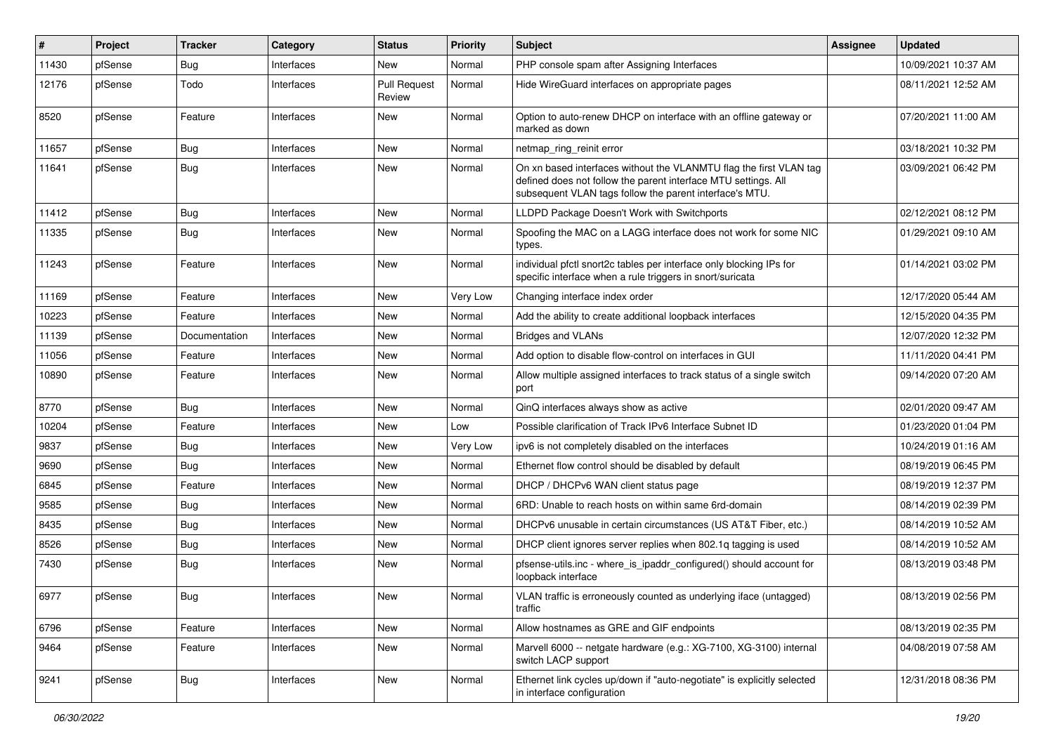| # | Project | Tracker | Category | Status | Priority | Subject | Assignee | Updated |
|---|---|---|---|---|---|---|---|---|
| 11430 | pfSense | Bug | Interfaces | New | Normal | PHP console spam after Assigning Interfaces | | 10/09/2021 10:37 AM |
| 12176 | pfSense | Todo | Interfaces | Pull Request Review | Normal | Hide WireGuard interfaces on appropriate pages | | 08/11/2021 12:52 AM |
| 8520 | pfSense | Feature | Interfaces | New | Normal | Option to auto-renew DHCP on interface with an offline gateway or marked as down | | 07/20/2021 11:00 AM |
| 11657 | pfSense | Bug | Interfaces | New | Normal | netmap_ring_reinit error | | 03/18/2021 10:32 PM |
| 11641 | pfSense | Bug | Interfaces | New | Normal | On xn based interfaces without the VLANMTU flag the first VLAN tag defined does not follow the parent interface MTU settings. All subsequent VLAN tags follow the parent interface's MTU. | | 03/09/2021 06:42 PM |
| 11412 | pfSense | Bug | Interfaces | New | Normal | LLDPD Package Doesn't Work with Switchports | | 02/12/2021 08:12 PM |
| 11335 | pfSense | Bug | Interfaces | New | Normal | Spoofing the MAC on a LAGG interface does not work for some NIC types. | | 01/29/2021 09:10 AM |
| 11243 | pfSense | Feature | Interfaces | New | Normal | individual pfctl snort2c tables per interface only blocking IPs for specific interface when a rule triggers in snort/suricata | | 01/14/2021 03:02 PM |
| 11169 | pfSense | Feature | Interfaces | New | Very Low | Changing interface index order | | 12/17/2020 05:44 AM |
| 10223 | pfSense | Feature | Interfaces | New | Normal | Add the ability to create additional loopback interfaces | | 12/15/2020 04:35 PM |
| 11139 | pfSense | Documentation | Interfaces | New | Normal | Bridges and VLANs | | 12/07/2020 12:32 PM |
| 11056 | pfSense | Feature | Interfaces | New | Normal | Add option to disable flow-control on interfaces in GUI | | 11/11/2020 04:41 PM |
| 10890 | pfSense | Feature | Interfaces | New | Normal | Allow multiple assigned interfaces to track status of a single switch port | | 09/14/2020 07:20 AM |
| 8770 | pfSense | Bug | Interfaces | New | Normal | QinQ interfaces always show as active | | 02/01/2020 09:47 AM |
| 10204 | pfSense | Feature | Interfaces | New | Low | Possible clarification of Track IPv6 Interface Subnet ID | | 01/23/2020 01:04 PM |
| 9837 | pfSense | Bug | Interfaces | New | Very Low | ipv6 is not completely disabled on the interfaces | | 10/24/2019 01:16 AM |
| 9690 | pfSense | Bug | Interfaces | New | Normal | Ethernet flow control should be disabled by default | | 08/19/2019 06:45 PM |
| 6845 | pfSense | Feature | Interfaces | New | Normal | DHCP / DHCPv6 WAN client status page | | 08/19/2019 12:37 PM |
| 9585 | pfSense | Bug | Interfaces | New | Normal | 6RD: Unable to reach hosts on within same 6rd-domain | | 08/14/2019 02:39 PM |
| 8435 | pfSense | Bug | Interfaces | New | Normal | DHCPv6 unusable in certain circumstances (US AT&T Fiber, etc.) | | 08/14/2019 10:52 AM |
| 8526 | pfSense | Bug | Interfaces | New | Normal | DHCP client ignores server replies when 802.1q tagging is used | | 08/14/2019 10:52 AM |
| 7430 | pfSense | Bug | Interfaces | New | Normal | pfsense-utils.inc - where_is_ipaddr_configured() should account for loopback interface | | 08/13/2019 03:48 PM |
| 6977 | pfSense | Bug | Interfaces | New | Normal | VLAN traffic is erroneously counted as underlying iface (untagged) traffic | | 08/13/2019 02:56 PM |
| 6796 | pfSense | Feature | Interfaces | New | Normal | Allow hostnames as GRE and GIF endpoints | | 08/13/2019 02:35 PM |
| 9464 | pfSense | Feature | Interfaces | New | Normal | Marvell 6000 -- netgate hardware (e.g.: XG-7100, XG-3100) internal switch LACP support | | 04/08/2019 07:58 AM |
| 9241 | pfSense | Bug | Interfaces | New | Normal | Ethernet link cycles up/down if "auto-negotiate" is explicitly selected in interface configuration | | 12/31/2018 08:36 PM |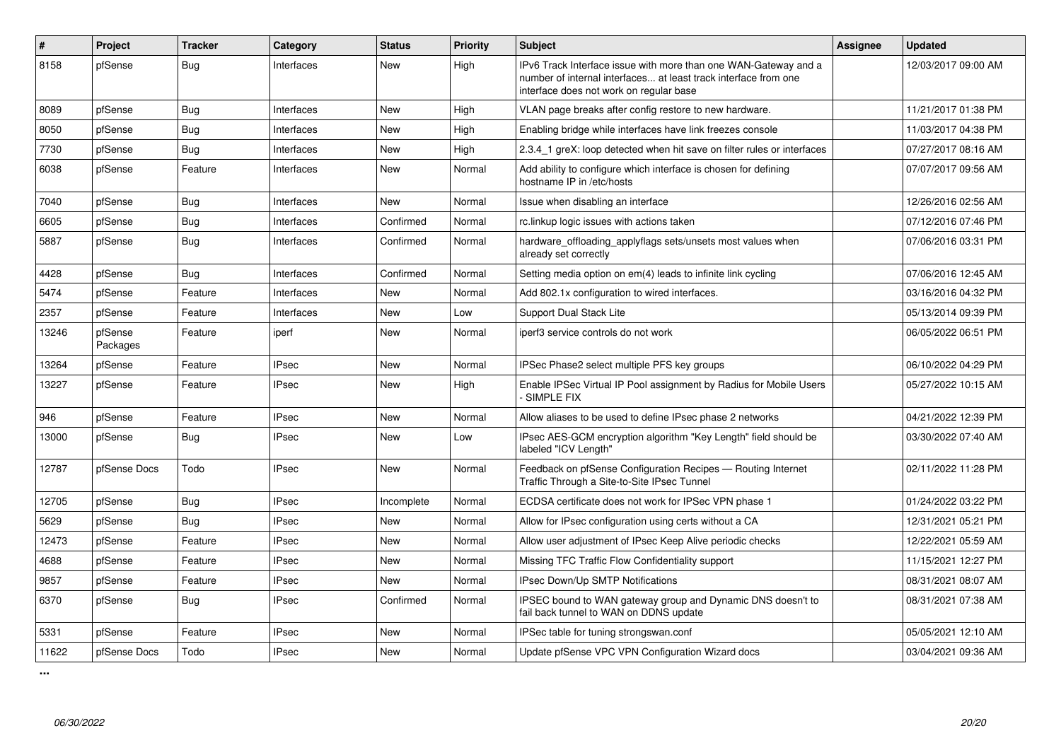| # | Project | Tracker | Category | Status | Priority | Subject | Assignee | Updated |
|---|---|---|---|---|---|---|---|---|
| 8158 | pfSense | Bug | Interfaces | New | High | IPv6 Track Interface issue with more than one WAN-Gateway and a number of internal interfaces... at least track interface from one interface does not work on regular base | | 12/03/2017 09:00 AM |
| 8089 | pfSense | Bug | Interfaces | New | High | VLAN page breaks after config restore to new hardware. | | 11/21/2017 01:38 PM |
| 8050 | pfSense | Bug | Interfaces | New | High | Enabling bridge while interfaces have link freezes console | | 11/03/2017 04:38 PM |
| 7730 | pfSense | Bug | Interfaces | New | High | 2.3.4_1 greX: loop detected when hit save on filter rules or interfaces | | 07/27/2017 08:16 AM |
| 6038 | pfSense | Feature | Interfaces | New | Normal | Add ability to configure which interface is chosen for defining hostname IP in /etc/hosts | | 07/07/2017 09:56 AM |
| 7040 | pfSense | Bug | Interfaces | New | Normal | Issue when disabling an interface | | 12/26/2016 02:56 AM |
| 6605 | pfSense | Bug | Interfaces | Confirmed | Normal | rc.linkup logic issues with actions taken | | 07/12/2016 07:46 PM |
| 5887 | pfSense | Bug | Interfaces | Confirmed | Normal | hardware_offloading_applyflags sets/unsets most values when already set correctly | | 07/06/2016 03:31 PM |
| 4428 | pfSense | Bug | Interfaces | Confirmed | Normal | Setting media option on em(4) leads to infinite link cycling | | 07/06/2016 12:45 AM |
| 5474 | pfSense | Feature | Interfaces | New | Normal | Add 802.1x configuration to wired interfaces. | | 03/16/2016 04:32 PM |
| 2357 | pfSense | Feature | Interfaces | New | Low | Support Dual Stack Lite | | 05/13/2014 09:39 PM |
| 13246 | pfSense Packages | Feature | iperf | New | Normal | iperf3 service controls do not work | | 06/05/2022 06:51 PM |
| 13264 | pfSense | Feature | IPsec | New | Normal | IPSec Phase2 select multiple PFS key groups | | 06/10/2022 04:29 PM |
| 13227 | pfSense | Feature | IPsec | New | High | Enable IPSec Virtual IP Pool assignment by Radius for Mobile Users - SIMPLE FIX | | 05/27/2022 10:15 AM |
| 946 | pfSense | Feature | IPsec | New | Normal | Allow aliases to be used to define IPsec phase 2 networks | | 04/21/2022 12:39 PM |
| 13000 | pfSense | Bug | IPsec | New | Low | IPsec AES-GCM encryption algorithm "Key Length" field should be labeled "ICV Length" | | 03/30/2022 07:40 AM |
| 12787 | pfSense Docs | Todo | IPsec | New | Normal | Feedback on pfSense Configuration Recipes — Routing Internet Traffic Through a Site-to-Site IPsec Tunnel | | 02/11/2022 11:28 PM |
| 12705 | pfSense | Bug | IPsec | Incomplete | Normal | ECDSA certificate does not work for IPSec VPN phase 1 | | 01/24/2022 03:22 PM |
| 5629 | pfSense | Bug | IPsec | New | Normal | Allow for IPsec configuration using certs without a CA | | 12/31/2021 05:21 PM |
| 12473 | pfSense | Feature | IPsec | New | Normal | Allow user adjustment of IPsec Keep Alive periodic checks | | 12/22/2021 05:59 AM |
| 4688 | pfSense | Feature | IPsec | New | Normal | Missing TFC Traffic Flow Confidentiality support | | 11/15/2021 12:27 PM |
| 9857 | pfSense | Feature | IPsec | New | Normal | IPsec Down/Up SMTP Notifications | | 08/31/2021 08:07 AM |
| 6370 | pfSense | Bug | IPsec | Confirmed | Normal | IPSEC bound to WAN gateway group and Dynamic DNS doesn't to fail back tunnel to WAN on DDNS update | | 08/31/2021 07:38 AM |
| 5331 | pfSense | Feature | IPsec | New | Normal | IPSec table for tuning strongswan.conf | | 05/05/2021 12:10 AM |
| 11622 | pfSense Docs | Todo | IPsec | New | Normal | Update pfSense VPC VPN Configuration Wizard docs | | 03/04/2021 09:36 AM |

...